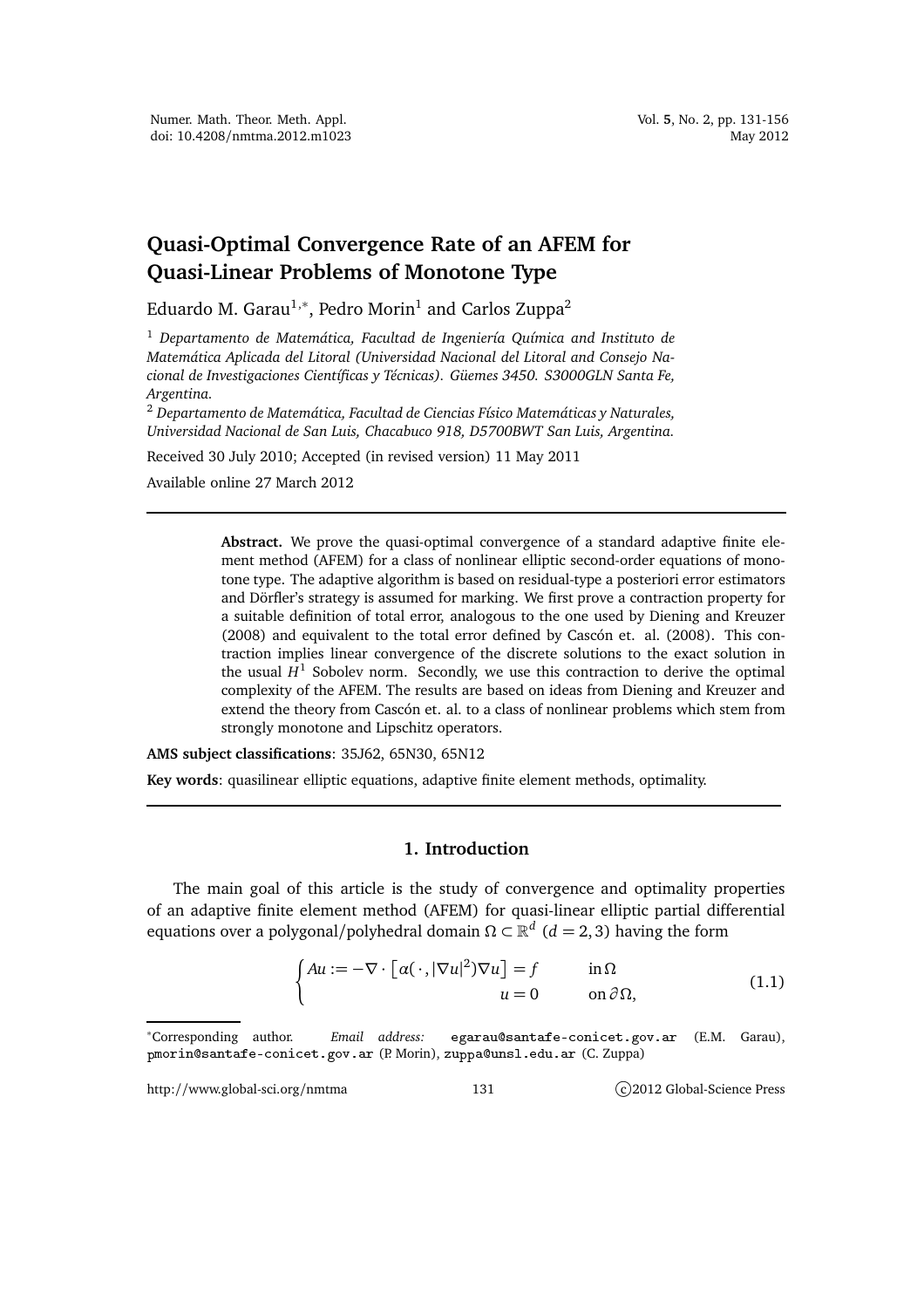# Quasi-Optimal Convergence Rate of an AFEM for Quasi-Linear Problems of Monotone Type

Eduardo M. Garau[1,*], Pedro Morin[1] and Carlos Zuppa[2]

[1] *Departamento de Matemática, Facultad de Ingeniería Química and Instituto de Matemática Aplicada del Litoral (Universidad Nacional del Litoral and Consejo Nacional de Investigaciones Científicas y Técnicas). Güemes 3450. S3000GLN Santa Fe, Argentina.*

[2] *Departamento de Matemática, Facultad de Ciencias Físico Matemáticas y Naturales, Universidad Nacional de San Luis, Chacabuco 918, D5700BWT San Luis, Argentina.*

Received 30 July 2010; Accepted (in revised version) 11 May 2011

Available online 27 March 2012

---

**Abstract.** We prove the quasi-optimal convergence of a standard adaptive finite element method (AFEM) for a class of nonlinear elliptic second-order equations of monotone type. The adaptive algorithm is based on residual-type a posteriori error estimators and Dörfler's strategy is assumed for marking. We first prove a contraction property for a suitable definition of total error, analogous to the one used by Diening and Kreuzer (2008) and equivalent to the total error defined by Cascón et. al. (2008). This contraction implies linear convergence of the discrete solutions to the exact solution in the usual $H^1$ Sobolev norm. Secondly, we use this contraction to derive the optimal complexity of the AFEM. The results are based on ideas from Diening and Kreuzer and extend the theory from Cascón et. al. to a class of nonlinear problems which stem from strongly monotone and Lipschitz operators.

**AMS subject classifications**: 35J62, 65N30, 65N12

**Key words**: quasilinear elliptic equations, adaptive finite element methods, optimality.

---

## 1. Introduction

The main goal of this article is the study of convergence and optimality properties of an adaptive finite element method (AFEM) for quasi-linear elliptic partial differential equations over a polygonal/polyhedral domain $\Omega \subset \mathbb{R}^d$ ($d = 2, 3$) having the form

$$
\begin{cases} Au := -\nabla \cdot \left[ \alpha(\,\cdot\,, |\nabla u|^2) \nabla u \right] = f & \text{in } \Omega \\ u = 0 & \text{on } \partial\Omega, \end{cases} \tag{1.1}
$$

---

*Corresponding author. *Email address:* egarau@santafe-conicet.gov.ar (E.M. Garau), pmorin@santafe-conicet.gov.ar (P. Morin), zuppa@unsl.edu.ar (C. Zuppa)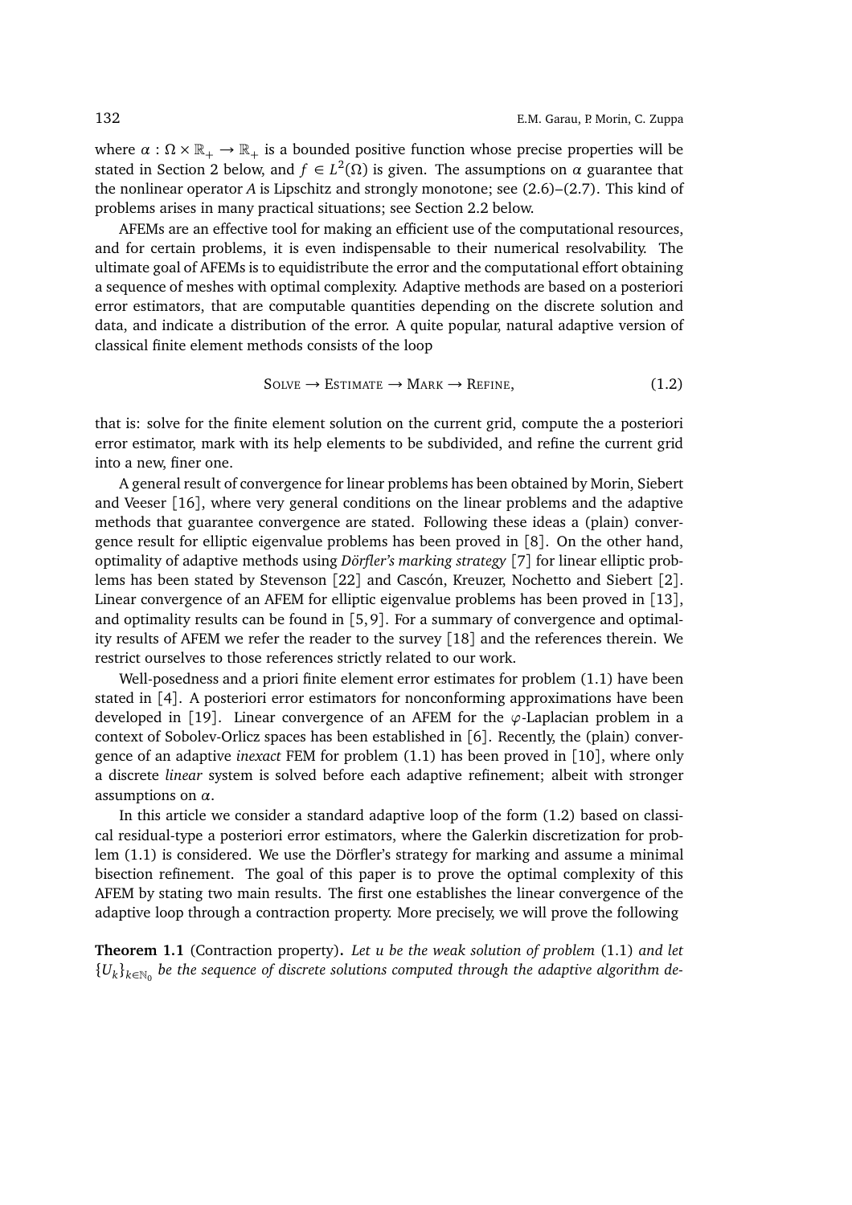where $\alpha : \Omega \times \mathbb{R}_+ \to \mathbb{R}_+$ is a bounded positive function whose precise properties will be stated in Section 2 below, and $f \in L^2(\Omega)$ is given. The assumptions on $\alpha$ guarantee that the nonlinear operator $A$ is Lipschitz and strongly monotone; see (2.6)–(2.7). This kind of problems arises in many practical situations; see Section 2.2 below.

AFEMs are an effective tool for making an efficient use of the computational resources, and for certain problems, it is even indispensable to their numerical resolvability. The ultimate goal of AFEMs is to equidistribute the error and the computational effort obtaining a sequence of meshes with optimal complexity. Adaptive methods are based on a posteriori error estimators, that are computable quantities depending on the discrete solution and data, and indicate a distribution of the error. A quite popular, natural adaptive version of classical finite element methods consists of the loop

$$\text{SOLVE} \to \text{ESTIMATE} \to \text{MARK} \to \text{REFINE}, \tag{1.2}$$

that is: solve for the finite element solution on the current grid, compute the a posteriori error estimator, mark with its help elements to be subdivided, and refine the current grid into a new, finer one.

A general result of convergence for linear problems has been obtained by Morin, Siebert and Veeser [16], where very general conditions on the linear problems and the adaptive methods that guarantee convergence are stated. Following these ideas a (plain) convergence result for elliptic eigenvalue problems has been proved in [8]. On the other hand, optimality of adaptive methods using *Dörfler's marking strategy* [7] for linear elliptic problems has been stated by Stevenson [22] and Cascón, Kreuzer, Nochetto and Siebert [2]. Linear convergence of an AFEM for elliptic eigenvalue problems has been proved in [13], and optimality results can be found in [5, 9]. For a summary of convergence and optimality results of AFEM we refer the reader to the survey [18] and the references therein. We restrict ourselves to those references strictly related to our work.

Well-posedness and a priori finite element error estimates for problem (1.1) have been stated in [4]. A posteriori error estimators for nonconforming approximations have been developed in [19]. Linear convergence of an AFEM for the $\varphi$-Laplacian problem in a context of Sobolev-Orlicz spaces has been established in [6]. Recently, the (plain) convergence of an adaptive *inexact* FEM for problem (1.1) has been proved in [10], where only a discrete *linear* system is solved before each adaptive refinement; albeit with stronger assumptions on $\alpha$.

In this article we consider a standard adaptive loop of the form (1.2) based on classical residual-type a posteriori error estimators, where the Galerkin discretization for problem (1.1) is considered. We use the Dörfler's strategy for marking and assume a minimal bisection refinement. The goal of this paper is to prove the optimal complexity of this AFEM by stating two main results. The first one establishes the linear convergence of the adaptive loop through a contraction property. More precisely, we will prove the following

**Theorem 1.1** (Contraction property)**.** *Let $u$ be the weak solution of problem* (1.1) *and let $\{U_k\}_{k\in\mathbb{N}_0}$ be the sequence of discrete solutions computed through the adaptive algorithm de-*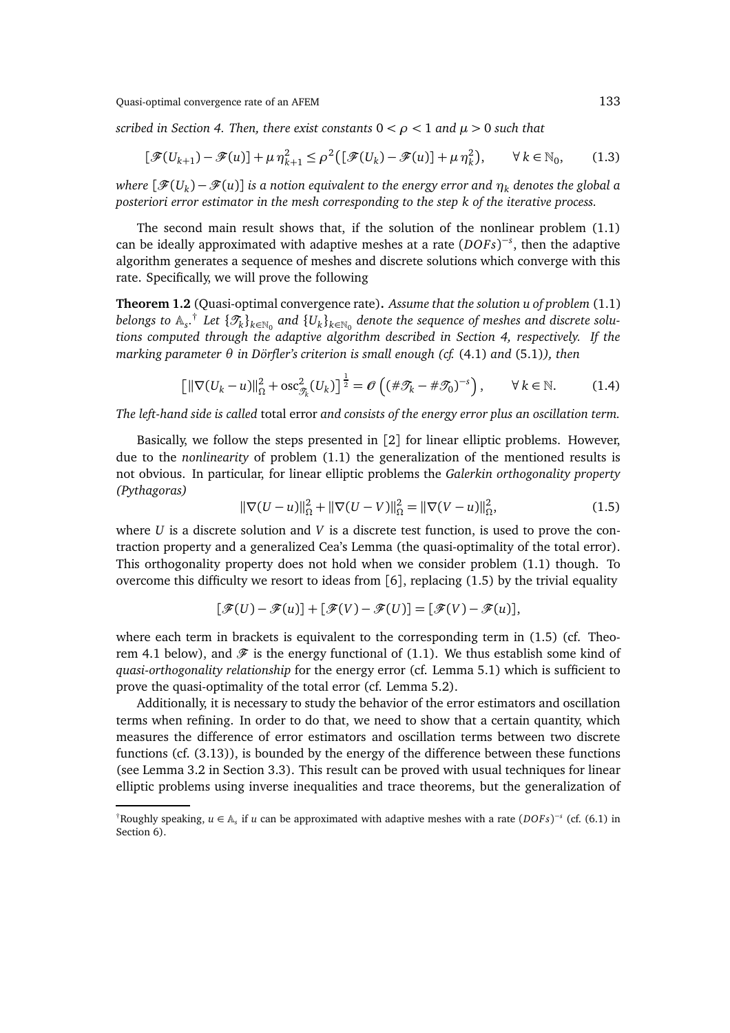*scribed in Section 4. Then, there exist constants $0 < \rho < 1$ and $\mu > 0$ such that*

$$[\mathscr{F}(U_{k+1}) - \mathscr{F}(u)] + \mu\,\eta_{k+1}^2 \le \rho^2\big([\mathscr{F}(U_k) - \mathscr{F}(u)] + \mu\,\eta_k^2\big), \qquad \forall\, k \in \mathbb{N}_0, \qquad (1.3)$$

*where $[\mathscr{F}(U_k) - \mathscr{F}(u)]$ is a notion equivalent to the energy error and $\eta_k$ denotes the global a posteriori error estimator in the mesh corresponding to the step $k$ of the iterative process.*

The second main result shows that, if the solution of the nonlinear problem (1.1) can be ideally approximated with adaptive meshes at a rate $(DOFs)^{-s}$, then the adaptive algorithm generates a sequence of meshes and discrete solutions which converge with this rate. Specifically, we will prove the following

**Theorem 1.2** (Quasi-optimal convergence rate)**.** *Assume that the solution $u$ of problem* (1.1) *belongs to $\mathbb{A}_s$.*[†] *Let $\{\mathscr{T}_k\}_{k\in\mathbb{N}_0}$ and $\{U_k\}_{k\in\mathbb{N}_0}$ denote the sequence of meshes and discrete solutions computed through the adaptive algorithm described in Section 4, respectively. If the marking parameter $\theta$ in Dörfler's criterion is small enough (cf.* (4.1) *and* (5.1)*), then*

$$\big[\|\nabla(U_k - u)\|_\Omega^2 + \operatorname{osc}_{\mathscr{T}_k}^2(U_k)\big]^{\frac{1}{2}} = \mathscr{O}\left((\#\mathscr{T}_k - \#\mathscr{T}_0)^{-s}\right), \qquad \forall\, k \in \mathbb{N}. \qquad (1.4)$$

*The left-hand side is called* total error *and consists of the energy error plus an oscillation term.*

Basically, we follow the steps presented in [2] for linear elliptic problems. However, due to the *nonlinearity* of problem (1.1) the generalization of the mentioned results is not obvious. In particular, for linear elliptic problems the *Galerkin orthogonality property (Pythagoras)*

$$\|\nabla(U - u)\|_\Omega^2 + \|\nabla(U - V)\|_\Omega^2 = \|\nabla(V - u)\|_\Omega^2, \qquad (1.5)$$

where $U$ is a discrete solution and $V$ is a discrete test function, is used to prove the contraction property and a generalized Cea's Lemma (the quasi-optimality of the total error). This orthogonality property does not hold when we consider problem (1.1) though. To overcome this difficulty we resort to ideas from [6], replacing (1.5) by the trivial equality

$$[\mathscr{F}(U) - \mathscr{F}(u)] + [\mathscr{F}(V) - \mathscr{F}(U)] = [\mathscr{F}(V) - \mathscr{F}(u)],$$

where each term in brackets is equivalent to the corresponding term in (1.5) (cf. Theorem 4.1 below), and $\mathscr{F}$ is the energy functional of (1.1). We thus establish some kind of *quasi-orthogonality relationship* for the energy error (cf. Lemma 5.1) which is sufficient to prove the quasi-optimality of the total error (cf. Lemma 5.2).

Additionally, it is necessary to study the behavior of the error estimators and oscillation terms when refining. In order to do that, we need to show that a certain quantity, which measures the difference of error estimators and oscillation terms between two discrete functions (cf. (3.13)), is bounded by the energy of the difference between these functions (see Lemma 3.2 in Section 3.3). This result can be proved with usual techniques for linear elliptic problems using inverse inequalities and trace theorems, but the generalization of

[†] Roughly speaking, $u \in \mathbb{A}_s$ if $u$ can be approximated with adaptive meshes with a rate $(DOFs)^{-s}$ (cf. (6.1) in Section 6).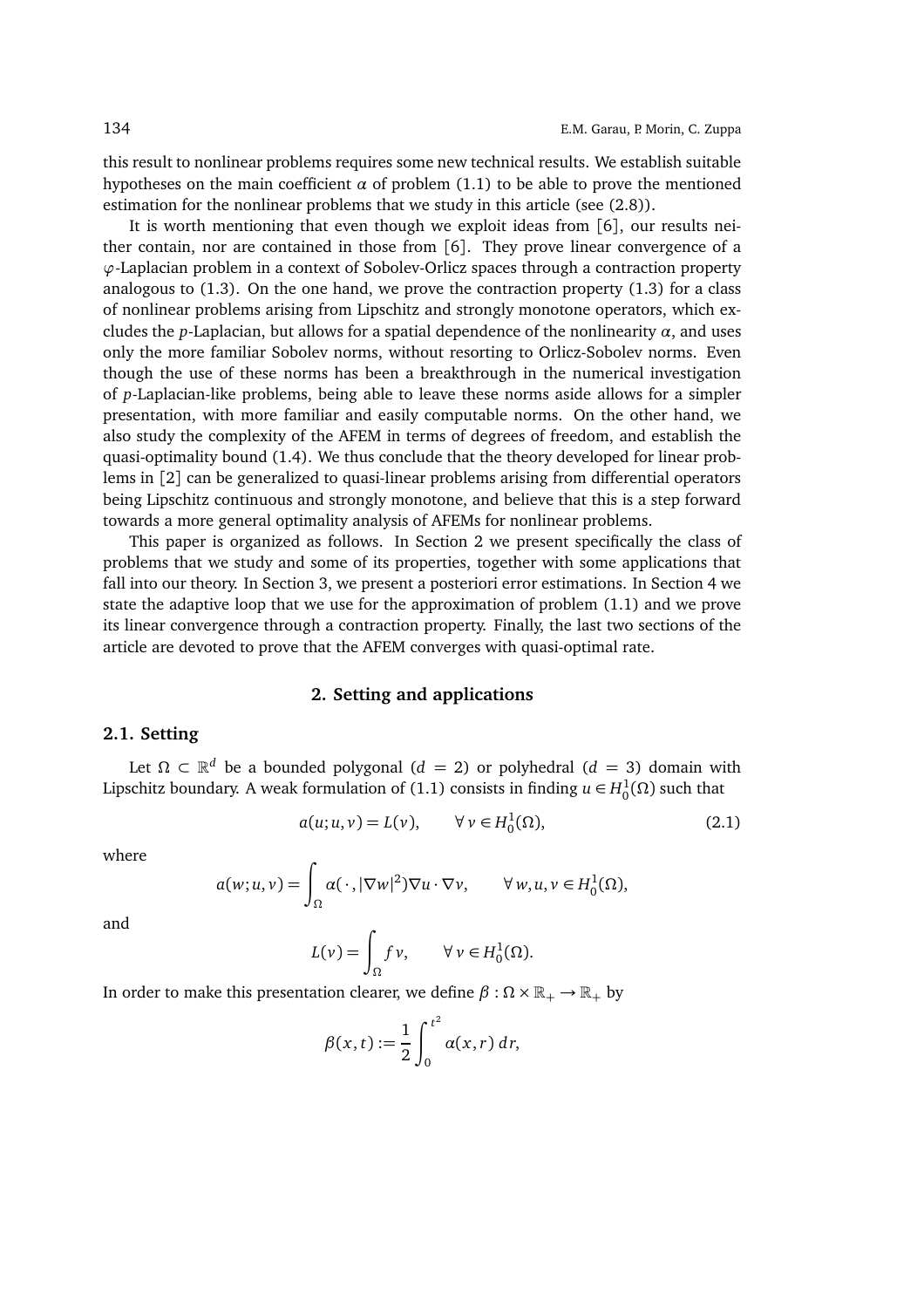this result to nonlinear problems requires some new technical results. We establish suitable hypotheses on the main coefficient $\alpha$ of problem (1.1) to be able to prove the mentioned estimation for the nonlinear problems that we study in this article (see (2.8)).

It is worth mentioning that even though we exploit ideas from [6], our results neither contain, nor are contained in those from [6]. They prove linear convergence of a $\varphi$-Laplacian problem in a context of Sobolev-Orlicz spaces through a contraction property analogous to (1.3). On the one hand, we prove the contraction property (1.3) for a class of nonlinear problems arising from Lipschitz and strongly monotone operators, which excludes the $p$-Laplacian, but allows for a spatial dependence of the nonlinearity $\alpha$, and uses only the more familiar Sobolev norms, without resorting to Orlicz-Sobolev norms. Even though the use of these norms has been a breakthrough in the numerical investigation of $p$-Laplacian-like problems, being able to leave these norms aside allows for a simpler presentation, with more familiar and easily computable norms. On the other hand, we also study the complexity of the AFEM in terms of degrees of freedom, and establish the quasi-optimality bound (1.4). We thus conclude that the theory developed for linear problems in [2] can be generalized to quasi-linear problems arising from differential operators being Lipschitz continuous and strongly monotone, and believe that this is a step forward towards a more general optimality analysis of AFEMs for nonlinear problems.

This paper is organized as follows. In Section 2 we present specifically the class of problems that we study and some of its properties, together with some applications that fall into our theory. In Section 3, we present a posteriori error estimations. In Section 4 we state the adaptive loop that we use for the approximation of problem (1.1) and we prove its linear convergence through a contraction property. Finally, the last two sections of the article are devoted to prove that the AFEM converges with quasi-optimal rate.

## 2. Setting and applications

### 2.1. Setting

Let $\Omega \subset \mathbb{R}^d$ be a bounded polygonal ($d = 2$) or polyhedral ($d = 3$) domain with Lipschitz boundary. A weak formulation of (1.1) consists in finding $u \in H_0^1(\Omega)$ such that

$$a(u;u,v) = L(v), \qquad \forall\, v \in H_0^1(\Omega), \tag{2.1}$$

where

$$a(w;u,v) = \int_\Omega \alpha(\,\cdot\,, |\nabla w|^2)\nabla u \cdot \nabla v, \qquad \forall\, w,u,v \in H_0^1(\Omega),$$

and

$$L(v) = \int_\Omega f\,v, \qquad \forall\, v \in H_0^1(\Omega).$$

In order to make this presentation clearer, we define $\beta : \Omega \times \mathbb{R}_+ \to \mathbb{R}_+$ by

$$\beta(x,t) := \frac{1}{2}\int_0^{t^2} \alpha(x,r)\,dr,$$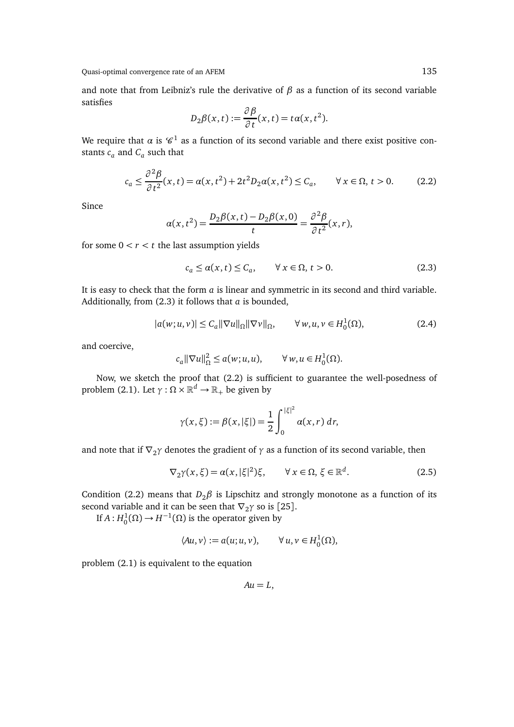and note that from Leibniz's rule the derivative of $\beta$ as a function of its second variable satisfies

$$D_2\beta(x,t) := \frac{\partial \beta}{\partial t}(x,t) = t\alpha(x,t^2).$$

We require that $\alpha$ is $\mathscr{C}^1$ as a function of its second variable and there exist positive constants $c_a$ and $C_a$ such that

$$c_a \le \frac{\partial^2 \beta}{\partial t^2}(x,t) = \alpha(x,t^2) + 2t^2 D_2\alpha(x,t^2) \le C_a, \qquad \forall\, x \in \Omega,\ t > 0. \tag{2.2}$$

Since

$$\alpha(x,t^2) = \frac{D_2\beta(x,t) - D_2\beta(x,0)}{t} = \frac{\partial^2 \beta}{\partial t^2}(x,r),$$

for some $0 < r < t$ the last assumption yields

$$c_a \le \alpha(x,t) \le C_a, \qquad \forall\, x \in \Omega,\ t > 0. \tag{2.3}$$

It is easy to check that the form $a$ is linear and symmetric in its second and third variable. Additionally, from (2.3) it follows that $a$ is bounded,

$$|a(w;u,v)| \le C_a \|\nabla u\|_\Omega \|\nabla v\|_\Omega, \qquad \forall\, w,u,v \in H_0^1(\Omega), \tag{2.4}$$

and coercive,

$$c_a \|\nabla u\|_\Omega^2 \le a(w;u,u), \qquad \forall\, w,u \in H_0^1(\Omega).$$

Now, we sketch the proof that (2.2) is sufficient to guarantee the well-posedness of problem (2.1). Let $\gamma : \Omega \times \mathbb{R}^d \to \mathbb{R}_+$ be given by

$$\gamma(x,\xi) := \beta(x,|\xi|) = \frac{1}{2}\int_0^{|\xi|^2} \alpha(x,r)\, dr,$$

and note that if $\nabla_2\gamma$ denotes the gradient of $\gamma$ as a function of its second variable, then

$$\nabla_2\gamma(x,\xi) = \alpha(x,|\xi|^2)\xi, \qquad \forall\, x \in \Omega,\ \xi \in \mathbb{R}^d. \tag{2.5}$$

Condition (2.2) means that $D_2\beta$ is Lipschitz and strongly monotone as a function of its second variable and it can be seen that $\nabla_2\gamma$ so is [25].

If $A : H_0^1(\Omega) \to H^{-1}(\Omega)$ is the operator given by

$$\langle Au, v\rangle := a(u;u,v), \qquad \forall\, u,v \in H_0^1(\Omega),$$

problem (2.1) is equivalent to the equation

$$Au = L,$$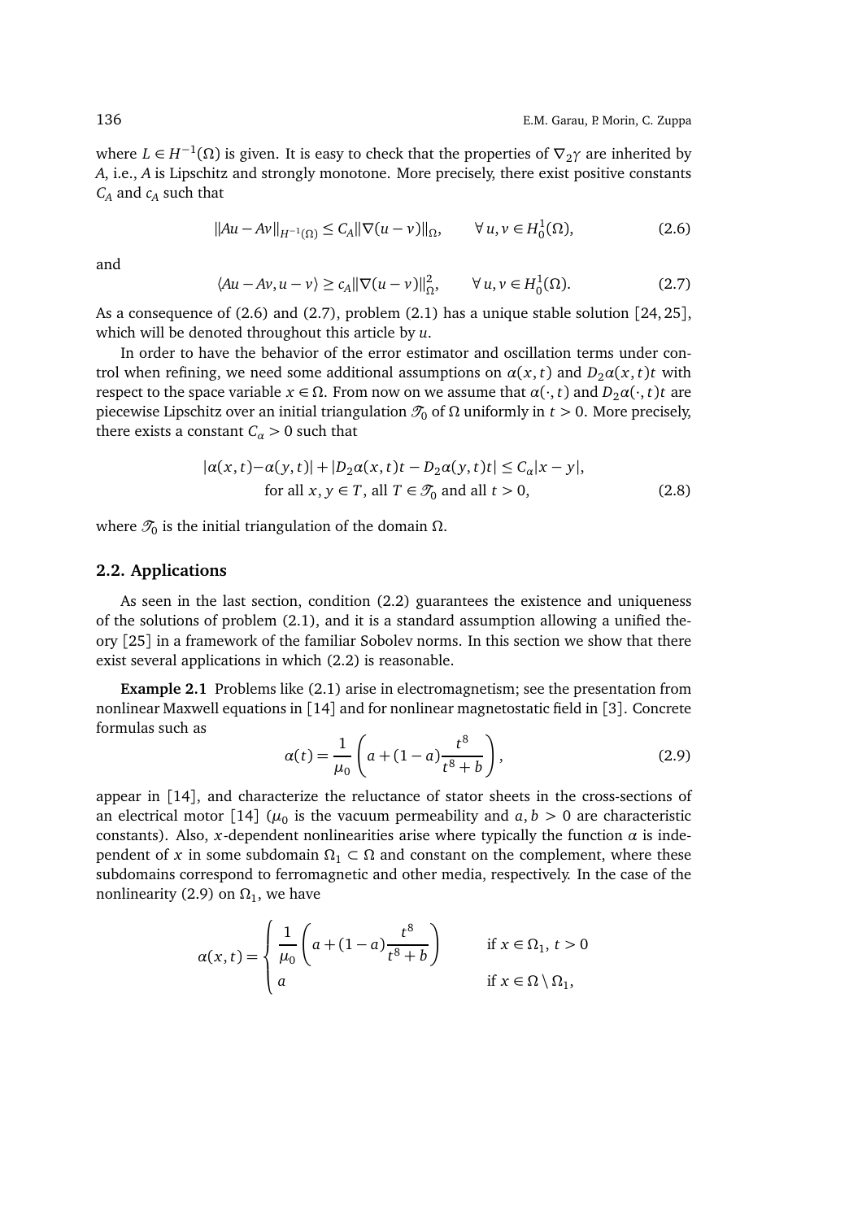where $L \in H^{-1}(\Omega)$ is given. It is easy to check that the properties of $\nabla_2 \gamma$ are inherited by $A$, i.e., $A$ is Lipschitz and strongly monotone. More precisely, there exist positive constants $C_A$ and $c_A$ such that

$$\|Au - Av\|_{H^{-1}(\Omega)} \leq C_A \|\nabla(u - v)\|_\Omega, \qquad \forall\, u, v \in H_0^1(\Omega), \tag{2.6}$$

and

$$\langle Au - Av, u - v\rangle \geq c_A \|\nabla(u - v)\|_\Omega^2, \qquad \forall\, u, v \in H_0^1(\Omega). \tag{2.7}$$

As a consequence of (2.6) and (2.7), problem (2.1) has a unique stable solution [24, 25], which will be denoted throughout this article by $u$.

In order to have the behavior of the error estimator and oscillation terms under control when refining, we need some additional assumptions on $\alpha(x,t)$ and $D_2\alpha(x,t)t$ with respect to the space variable $x \in \Omega$. From now on we assume that $\alpha(\cdot,t)$ and $D_2\alpha(\cdot,t)t$ are piecewise Lipschitz over an initial triangulation $\mathscr{T}_0$ of $\Omega$ uniformly in $t > 0$. More precisely, there exists a constant $C_\alpha > 0$ such that

$$\begin{aligned} |\alpha(x,t) - \alpha(y,t)| + |D_2\alpha(x,t)t - D_2\alpha(y,t)t| \leq C_\alpha |x - y|, \\ \text{for all } x, y \in T, \text{ all } T \in \mathscr{T}_0 \text{ and all } t > 0, \end{aligned} \tag{2.8}$$

where $\mathscr{T}_0$ is the initial triangulation of the domain $\Omega$.

## 2.2. Applications

As seen in the last section, condition (2.2) guarantees the existence and uniqueness of the solutions of problem (2.1), and it is a standard assumption allowing a unified theory [25] in a framework of the familiar Sobolev norms. In this section we show that there exist several applications in which (2.2) is reasonable.

**Example 2.1** Problems like (2.1) arise in electromagnetism; see the presentation from nonlinear Maxwell equations in [14] and for nonlinear magnetostatic field in [3]. Concrete formulas such as

$$\alpha(t) = \frac{1}{\mu_0}\left(a + (1 - a)\frac{t^8}{t^8 + b}\right), \tag{2.9}$$

appear in [14], and characterize the reluctance of stator sheets in the cross-sections of an electrical motor [14] ($\mu_0$ is the vacuum permeability and $a, b > 0$ are characteristic constants). Also, $x$-dependent nonlinearities arise where typically the function $\alpha$ is independent of $x$ in some subdomain $\Omega_1 \subset \Omega$ and constant on the complement, where these subdomains correspond to ferromagnetic and other media, respectively. In the case of the nonlinearity (2.9) on $\Omega_1$, we have

$$\alpha(x,t) = \begin{cases} \dfrac{1}{\mu_0}\left(a + (1 - a)\dfrac{t^8}{t^8 + b}\right) & \text{if } x \in \Omega_1,\ t > 0 \\ a & \text{if } x \in \Omega \setminus \Omega_1, \end{cases}$$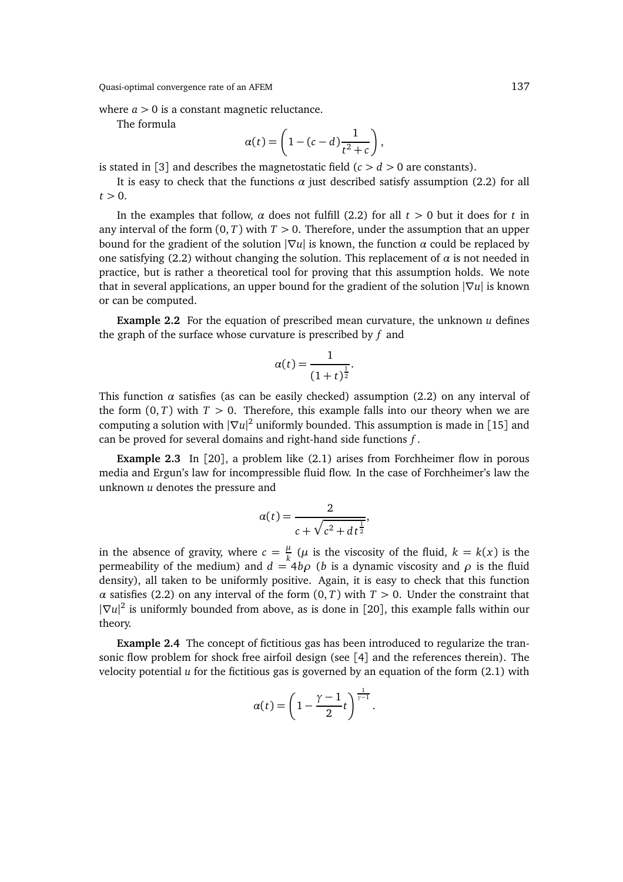where $a > 0$ is a constant magnetic reluctance.

The formula

$$\alpha(t) = \left(1 - (c-d)\frac{1}{t^2 + c}\right),$$

is stated in [3] and describes the magnetostatic field ($c > d > 0$ are constants).

It is easy to check that the functions $\alpha$ just described satisfy assumption (2.2) for all $t > 0$.

In the examples that follow, $\alpha$ does not fulfill (2.2) for all $t > 0$ but it does for $t$ in any interval of the form $(0, T)$ with $T > 0$. Therefore, under the assumption that an upper bound for the gradient of the solution $|\nabla u|$ is known, the function $\alpha$ could be replaced by one satisfying (2.2) without changing the solution. This replacement of $\alpha$ is not needed in practice, but is rather a theoretical tool for proving that this assumption holds. We note that in several applications, an upper bound for the gradient of the solution $|\nabla u|$ is known or can be computed.

**Example 2.2** For the equation of prescribed mean curvature, the unknown $u$ defines the graph of the surface whose curvature is prescribed by $f$ and

$$\alpha(t) = \frac{1}{(1+t)^{\frac{1}{2}}}.$$

This function $\alpha$ satisfies (as can be easily checked) assumption (2.2) on any interval of the form $(0, T)$ with $T > 0$. Therefore, this example falls into our theory when we are computing a solution with $|\nabla u|^2$ uniformly bounded. This assumption is made in [15] and can be proved for several domains and right-hand side functions $f$.

**Example 2.3** In [20], a problem like (2.1) arises from Forchheimer flow in porous media and Ergun's law for incompressible fluid flow. In the case of Forchheimer's law the unknown $u$ denotes the pressure and

$$\alpha(t) = \frac{2}{c + \sqrt{c^2 + d t^{\frac{1}{2}}}},$$

in the absence of gravity, where $c = \frac{\mu}{k}$ ($\mu$ is the viscosity of the fluid, $k = k(x)$ is the permeability of the medium) and $d = 4b\rho$ ($b$ is a dynamic viscosity and $\rho$ is the fluid density), all taken to be uniformly positive. Again, it is easy to check that this function $\alpha$ satisfies (2.2) on any interval of the form $(0, T)$ with $T > 0$. Under the constraint that $|\nabla u|^2$ is uniformly bounded from above, as is done in [20], this example falls within our theory.

**Example 2.4** The concept of fictitious gas has been introduced to regularize the transonic flow problem for shock free airfoil design (see [4] and the references therein). The velocity potential $u$ for the fictitious gas is governed by an equation of the form (2.1) with

$$\alpha(t) = \left(1 - \frac{\gamma - 1}{2} t\right)^{\frac{1}{\gamma - 1}}.$$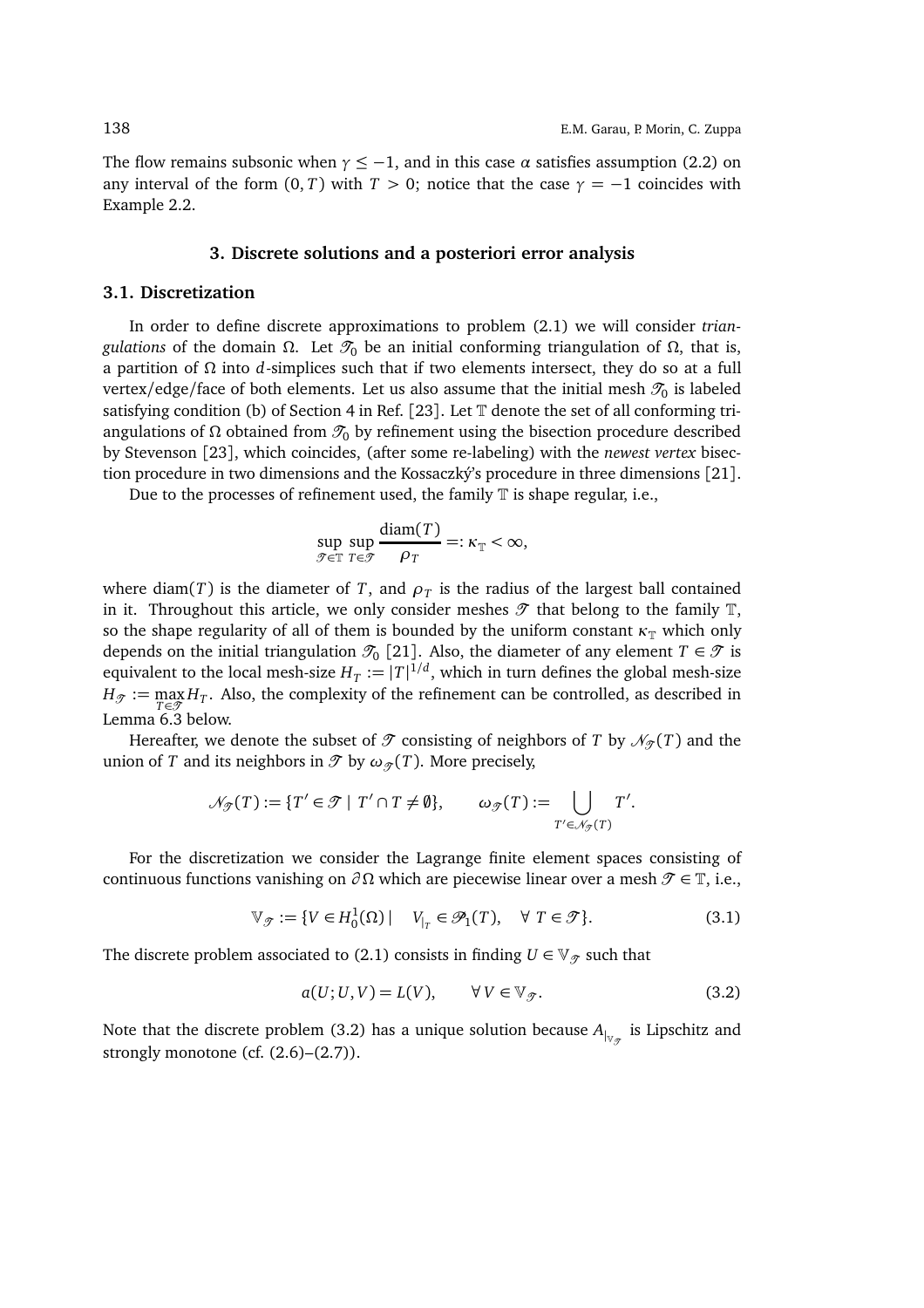The flow remains subsonic when $\gamma \leq -1$, and in this case $\alpha$ satisfies assumption (2.2) on any interval of the form $(0, T)$ with $T > 0$; notice that the case $\gamma = -1$ coincides with Example 2.2.

## 3. Discrete solutions and a posteriori error analysis

### 3.1. Discretization

In order to define discrete approximations to problem (2.1) we will consider *triangulations* of the domain $\Omega$. Let $\mathscr{T}_0$ be an initial conforming triangulation of $\Omega$, that is, a partition of $\Omega$ into $d$-simplices such that if two elements intersect, they do so at a full vertex/edge/face of both elements. Let us also assume that the initial mesh $\mathscr{T}_0$ is labeled satisfying condition (b) of Section 4 in Ref. [23]. Let $\mathbb{T}$ denote the set of all conforming triangulations of $\Omega$ obtained from $\mathscr{T}_0$ by refinement using the bisection procedure described by Stevenson [23], which coincides, (after some re-labeling) with the *newest vertex* bisection procedure in two dimensions and the Kossaczký's procedure in three dimensions [21].

Due to the processes of refinement used, the family $\mathbb{T}$ is shape regular, i.e.,

$$\sup_{\mathscr{T} \in \mathbb{T}} \sup_{T \in \mathscr{T}} \frac{\operatorname{diam}(T)}{\rho_T} =: \kappa_{\mathbb{T}} < \infty,$$

where $\operatorname{diam}(T)$ is the diameter of $T$, and $\rho_T$ is the radius of the largest ball contained in it. Throughout this article, we only consider meshes $\mathscr{T}$ that belong to the family $\mathbb{T}$, so the shape regularity of all of them is bounded by the uniform constant $\kappa_{\mathbb{T}}$ which only depends on the initial triangulation $\mathscr{T}_0$ [21]. Also, the diameter of any element $T \in \mathscr{T}$ is equivalent to the local mesh-size $H_T := |T|^{1/d}$, which in turn defines the global mesh-size $H_{\mathscr{T}} := \max_{T \in \mathscr{T}} H_T$. Also, the complexity of the refinement can be controlled, as described in Lemma 6.3 below.

Hereafter, we denote the subset of $\mathscr{T}$ consisting of neighbors of $T$ by $\mathscr{N}_{\mathscr{T}}(T)$ and the union of $T$ and its neighbors in $\mathscr{T}$ by $\omega_{\mathscr{T}}(T)$. More precisely,

$$\mathscr{N}_{\mathscr{T}}(T) := \{T' \in \mathscr{T} \mid T' \cap T \neq \emptyset\}, \qquad \omega_{\mathscr{T}}(T) := \bigcup_{T' \in \mathscr{N}_{\mathscr{T}}(T)} T'.$$

For the discretization we consider the Lagrange finite element spaces consisting of continuous functions vanishing on $\partial\Omega$ which are piecewise linear over a mesh $\mathscr{T} \in \mathbb{T}$, i.e.,

$$\mathbb{V}_{\mathscr{T}} := \{V \in H_0^1(\Omega) \mid \quad V_{|_T} \in \mathscr{P}_1(T), \quad \forall\, T \in \mathscr{T}\}. \tag{3.1}$$

The discrete problem associated to (2.1) consists in finding $U \in \mathbb{V}_{\mathscr{T}}$ such that

$$a(U; U, V) = L(V), \qquad \forall\, V \in \mathbb{V}_{\mathscr{T}}. \tag{3.2}$$

Note that the discrete problem (3.2) has a unique solution because $A_{|_{\mathbb{V}_{\mathscr{T}}}}$ is Lipschitz and strongly monotone (cf. (2.6)–(2.7)).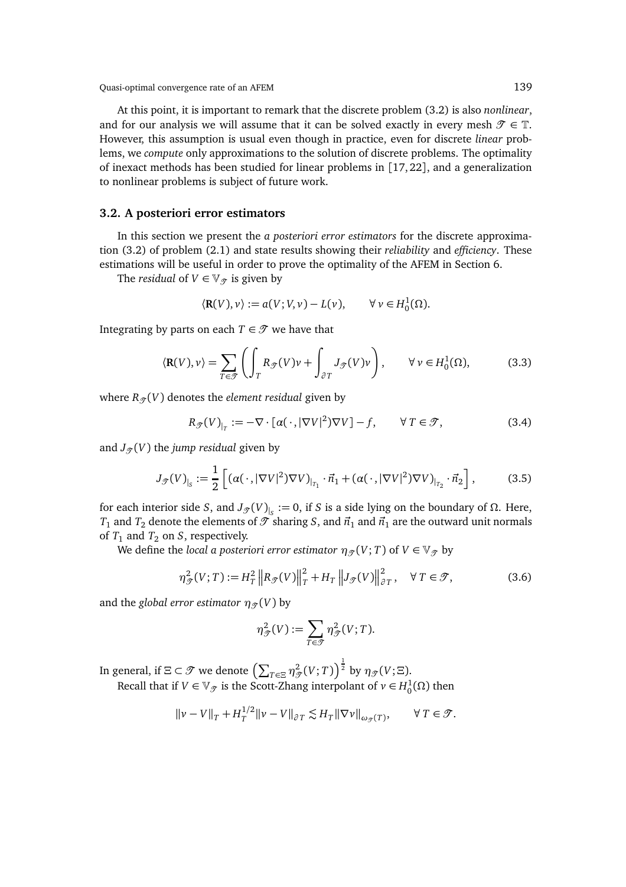At this point, it is important to remark that the discrete problem (3.2) is also *nonlinear*, and for our analysis we will assume that it can be solved exactly in every mesh $\mathscr{T} \in \mathbb{T}$. However, this assumption is usual even though in practice, even for discrete *linear* problems, we *compute* only approximations to the solution of discrete problems. The optimality of inexact methods has been studied for linear problems in [17, 22], and a generalization to nonlinear problems is subject of future work.

### 3.2. A posteriori error estimators

In this section we present the *a posteriori error estimators* for the discrete approximation (3.2) of problem (2.1) and state results showing their *reliability* and *efficiency*. These estimations will be useful in order to prove the optimality of the AFEM in Section 6.

The *residual* of $V \in \mathbb{V}_{\mathscr{T}}$ is given by

$$\langle \mathbf{R}(V), v\rangle := a(V; V, v) - L(v), \qquad \forall\, v \in H_0^1(\Omega).$$

Integrating by parts on each $T \in \mathscr{T}$ we have that

$$\langle \mathbf{R}(V), v\rangle = \sum_{T\in\mathscr{T}} \left( \int_T R_{\mathscr{T}}(V) v + \int_{\partial T} J_{\mathscr{T}}(V) v \right), \qquad \forall\, v \in H_0^1(\Omega), \tag{3.3}$$

where $R_{\mathscr{T}}(V)$ denotes the *element residual* given by

$$R_{\mathscr{T}}(V)_{|_T} := -\nabla \cdot [\alpha(\,\cdot\,, |\nabla V|^2)\nabla V] - f, \qquad \forall\, T \in \mathscr{T}, \tag{3.4}$$

and $J_{\mathscr{T}}(V)$ the *jump residual* given by

$$J_{\mathscr{T}}(V)_{|_S} := \frac{1}{2}\left[ (\alpha(\,\cdot\,, |\nabla V|^2)\nabla V)_{|_{T_1}} \cdot \vec{n}_1 + (\alpha(\,\cdot\,, |\nabla V|^2)\nabla V)_{|_{T_2}} \cdot \vec{n}_2 \right], \tag{3.5}$$

for each interior side $S$, and $J_{\mathscr{T}}(V)_{|_S} := 0$, if $S$ is a side lying on the boundary of $\Omega$. Here, $T_1$ and $T_2$ denote the elements of $\mathscr{T}$ sharing $S$, and $\vec{n}_1$ and $\vec{n}_1$ are the outward unit normals of $T_1$ and $T_2$ on $S$, respectively.

We define the *local a posteriori error estimator* $\eta_{\mathscr{T}}(V; T)$ of $V \in \mathbb{V}_{\mathscr{T}}$ by

$$\eta_{\mathscr{T}}^2(V; T) := H_T^2 \left\|R_{\mathscr{T}}(V)\right\|_T^2 + H_T \left\|J_{\mathscr{T}}(V)\right\|_{\partial T}^2, \quad \forall\, T \in \mathscr{T}, \tag{3.6}$$

and the *global error estimator* $\eta_{\mathscr{T}}(V)$ by

$$\eta_{\mathscr{T}}^2(V) := \sum_{T\in\mathscr{T}} \eta_{\mathscr{T}}^2(V; T).$$

In general, if $\Xi \subset \mathscr{T}$ we denote $\left(\sum_{T\in\Xi} \eta_{\mathscr{T}}^2(V; T)\right)^{\frac{1}{2}}$ by $\eta_{\mathscr{T}}(V; \Xi)$.

Recall that if $V \in \mathbb{V}_{\mathscr{T}}$ is the Scott-Zhang interpolant of $v \in H_0^1(\Omega)$ then

$$\|v - V\|_T + H_T^{1/2}\|v - V\|_{\partial T} \lesssim H_T \|\nabla v\|_{\omega_{\mathscr{T}}(T)}, \qquad \forall\, T \in \mathscr{T}.$$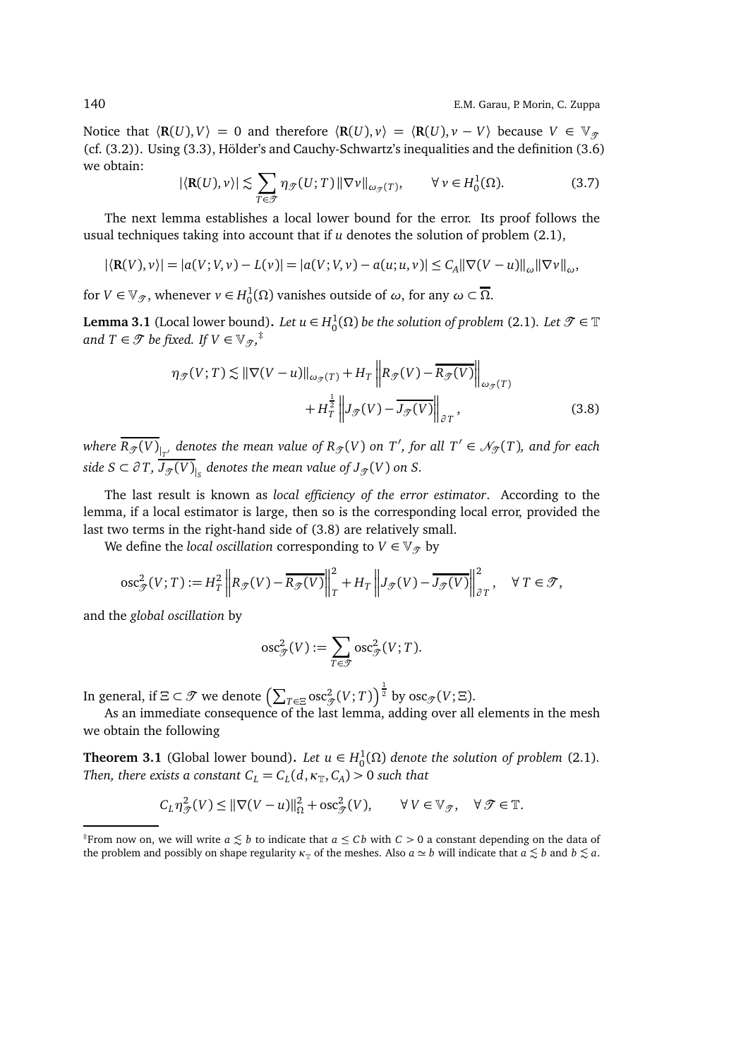Notice that $\langle \mathbf{R}(U), V\rangle = 0$ and therefore $\langle \mathbf{R}(U), v\rangle = \langle \mathbf{R}(U), v - V\rangle$ because $V \in \mathbb{V}_{\mathscr{T}}$ (cf. (3.2)). Using (3.3), Hölder's and Cauchy-Schwartz's inequalities and the definition (3.6) we obtain:

$$|\langle \mathbf{R}(U), v\rangle| \lesssim \sum_{T\in\mathscr{T}} \eta_{\mathscr{T}}(U;T)\,\|\nabla v\|_{\omega_{\mathscr{T}}(T)}, \qquad \forall\, v \in H_0^1(\Omega). \tag{3.7}$$

The next lemma establishes a local lower bound for the error. Its proof follows the usual techniques taking into account that if $u$ denotes the solution of problem (2.1),

$$|\langle \mathbf{R}(V), v\rangle| = |a(V;V,v) - L(v)| = |a(V;V,v) - a(u;u,v)| \le C_A \|\nabla(V-u)\|_{\omega}\|\nabla v\|_{\omega},$$

for $V \in \mathbb{V}_{\mathscr{T}}$, whenever $v \in H_0^1(\Omega)$ vanishes outside of $\omega$, for any $\omega \subset \overline{\Omega}$.

**Lemma 3.1** (Local lower bound)**.** *Let $u \in H_0^1(\Omega)$ be the solution of problem* (2.1)*. Let $\mathscr{T} \in \mathbb{T}$ and $T \in \mathscr{T}$ be fixed. If $V \in \mathbb{V}_{\mathscr{T}}$,*[‡]

$$\begin{aligned}\eta_{\mathscr{T}}(V;T) \lesssim \|\nabla(V-u)\|_{\omega_{\mathscr{T}}(T)} &+ H_T \left\| R_{\mathscr{T}}(V) - \overline{R_{\mathscr{T}}(V)} \right\|_{\omega_{\mathscr{T}}(T)} \\ &+ H_T^{\frac{1}{2}} \left\| J_{\mathscr{T}}(V) - \overline{J_{\mathscr{T}}(V)} \right\|_{\partial T},\end{aligned} \tag{3.8}$$

*where $\overline{R_{\mathscr{T}}(V)}_{|_{T'}}$ denotes the mean value of $R_{\mathscr{T}}(V)$ on $T'$, for all $T' \in \mathscr{N}_{\mathscr{T}}(T)$, and for each side $S \subset \partial T$, $\overline{J_{\mathscr{T}}(V)}_{|_S}$ denotes the mean value of $J_{\mathscr{T}}(V)$ on $S$.*

The last result is known as *local efficiency of the error estimator*. According to the lemma, if a local estimator is large, then so is the corresponding local error, provided the last two terms in the right-hand side of (3.8) are relatively small.

We define the *local oscillation* corresponding to $V \in \mathbb{V}_{\mathscr{T}}$ by

$$\operatorname{osc}^2_{\mathscr{T}}(V;T) := H_T^2 \left\| R_{\mathscr{T}}(V) - \overline{R_{\mathscr{T}}(V)} \right\|_T^2 + H_T \left\| J_{\mathscr{T}}(V) - \overline{J_{\mathscr{T}}(V)} \right\|_{\partial T}^2, \quad \forall\, T \in \mathscr{T},$$

and the *global oscillation* by

$$\operatorname{osc}^2_{\mathscr{T}}(V) := \sum_{T\in\mathscr{T}} \operatorname{osc}^2_{\mathscr{T}}(V;T).$$

In general, if $\Xi \subset \mathscr{T}$ we denote $\left(\sum_{T\in\Xi} \operatorname{osc}^2_{\mathscr{T}}(V;T)\right)^{\frac{1}{2}}$ by $\operatorname{osc}_{\mathscr{T}}(V;\Xi)$.

As an immediate consequence of the last lemma, adding over all elements in the mesh we obtain the following

**Theorem 3.1** (Global lower bound)**.** *Let $u \in H_0^1(\Omega)$ denote the solution of problem* (2.1)*. Then, there exists a constant $C_L = C_L(d, \kappa_{\mathbb{T}}, C_A) > 0$ such that*

$$C_L \eta^2_{\mathscr{T}}(V) \le \|\nabla(V-u)\|^2_{\Omega} + \operatorname{osc}^2_{\mathscr{T}}(V), \qquad \forall\, V \in \mathbb{V}_{\mathscr{T}}, \quad \forall\, \mathscr{T} \in \mathbb{T}.$$

---

[‡] From now on, we will write $a \lesssim b$ to indicate that $a \le Cb$ with $C > 0$ a constant depending on the data of the problem and possibly on shape regularity $\kappa_{\mathbb{T}}$ of the meshes. Also $a \simeq b$ will indicate that $a \lesssim b$ and $b \lesssim a$.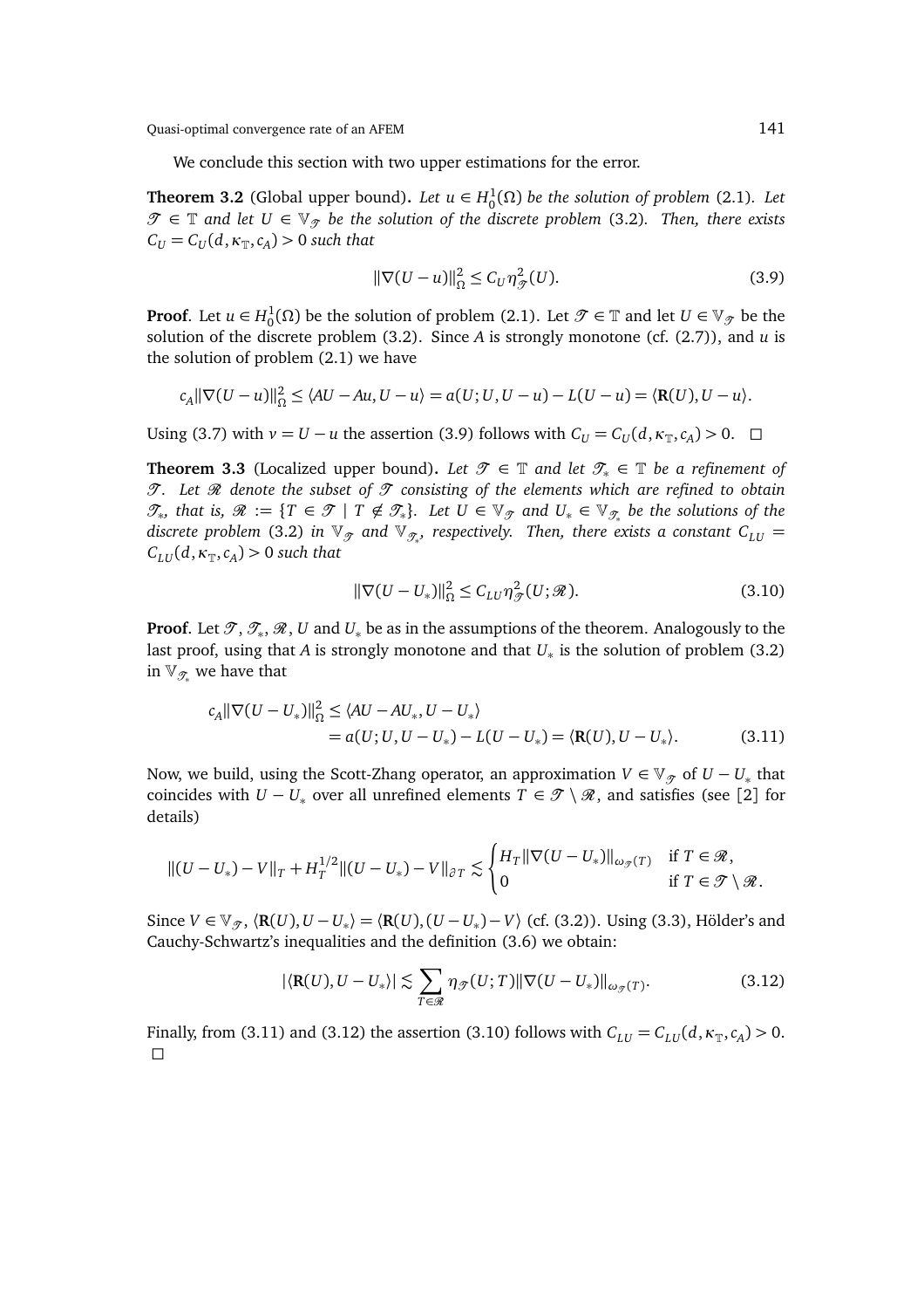We conclude this section with two upper estimations for the error.

**Theorem 3.2** (Global upper bound)**.** *Let $u \in H_0^1(\Omega)$ be the solution of problem* (2.1)*. Let $\mathcal{T} \in \mathbb{T}$ and let $U \in \mathbb{V}_{\mathcal{T}}$ be the solution of the discrete problem* (3.2)*. Then, there exists $C_U = C_U(d, \kappa_{\mathbb{T}}, c_A) > 0$ such that*

$$\|\nabla(U-u)\|_\Omega^2 \leq C_U \eta_{\mathcal{T}}^2(U). \tag{3.9}$$

**Proof**. Let $u \in H_0^1(\Omega)$ be the solution of problem (2.1). Let $\mathcal{T} \in \mathbb{T}$ and let $U \in \mathbb{V}_{\mathcal{T}}$ be the solution of the discrete problem (3.2). Since $A$ is strongly monotone (cf. (2.7)), and $u$ is the solution of problem (2.1) we have

$$c_A \|\nabla(U-u)\|_\Omega^2 \leq \langle AU - Au, U-u \rangle = a(U; U, U-u) - L(U-u) = \langle \mathbf{R}(U), U-u \rangle.$$

Using (3.7) with $v = U - u$ the assertion (3.9) follows with $C_U = C_U(d, \kappa_{\mathbb{T}}, c_A) > 0$. $\square$

**Theorem 3.3** (Localized upper bound)**.** *Let $\mathcal{T} \in \mathbb{T}$ and let $\mathcal{T}_* \in \mathbb{T}$ be a refinement of $\mathcal{T}$. Let $\mathcal{R}$ denote the subset of $\mathcal{T}$ consisting of the elements which are refined to obtain $\mathcal{T}_*$, that is, $\mathcal{R} := \{T \in \mathcal{T} \mid T \notin \mathcal{T}_*\}$. Let $U \in \mathbb{V}_{\mathcal{T}}$ and $U_* \in \mathbb{V}_{\mathcal{T}_*}$ be the solutions of the discrete problem* (3.2) *in $\mathbb{V}_{\mathcal{T}}$ and $\mathbb{V}_{\mathcal{T}_*}$, respectively. Then, there exists a constant $C_{LU} = C_{LU}(d, \kappa_{\mathbb{T}}, c_A) > 0$ such that*

$$\|\nabla(U-U_*)\|_\Omega^2 \leq C_{LU} \eta_{\mathcal{T}}^2(U; \mathcal{R}). \tag{3.10}$$

**Proof**. Let $\mathcal{T}$, $\mathcal{T}_*$, $\mathcal{R}$, $U$ and $U_*$ be as in the assumptions of the theorem. Analogously to the last proof, using that $A$ is strongly monotone and that $U_*$ is the solution of problem (3.2) in $\mathbb{V}_{\mathcal{T}_*}$ we have that

$$\begin{aligned} c_A \|\nabla(U-U_*)\|_\Omega^2 &\leq \langle AU - AU_*, U-U_* \rangle \\ &= a(U; U, U-U_*) - L(U-U_*) = \langle \mathbf{R}(U), U-U_* \rangle. \end{aligned} \tag{3.11}$$

Now, we build, using the Scott-Zhang operator, an approximation $V \in \mathbb{V}_{\mathcal{T}}$ of $U - U_*$ that coincides with $U - U_*$ over all unrefined elements $T \in \mathcal{T} \setminus \mathcal{R}$, and satisfies (see [2] for details)

$$\|(U-U_*) - V\|_T + H_T^{1/2} \|(U-U_*) - V\|_{\partial T} \lesssim \begin{cases} H_T \|\nabla(U-U_*)\|_{\omega_{\mathcal{T}}(T)} & \text{if } T \in \mathcal{R}, \\ 0 & \text{if } T \in \mathcal{T} \setminus \mathcal{R}. \end{cases}$$

Since $V \in \mathbb{V}_{\mathcal{T}}$, $\langle \mathbf{R}(U), U-U_* \rangle = \langle \mathbf{R}(U), (U-U_*) - V \rangle$ (cf. (3.2)). Using (3.3), Hölder's and Cauchy-Schwartz's inequalities and the definition (3.6) we obtain:

$$|\langle \mathbf{R}(U), U-U_* \rangle| \lesssim \sum_{T \in \mathcal{R}} \eta_{\mathcal{T}}(U; T) \|\nabla(U-U_*)\|_{\omega_{\mathcal{T}}(T)}. \tag{3.12}$$

Finally, from (3.11) and (3.12) the assertion (3.10) follows with $C_{LU} = C_{LU}(d, \kappa_{\mathbb{T}}, c_A) > 0$. $\square$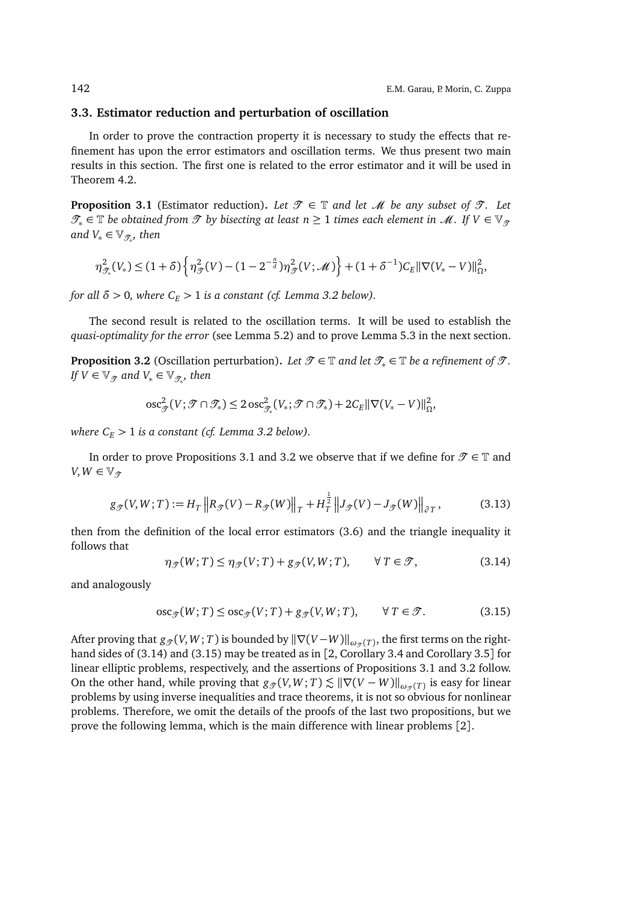### 3.3. Estimator reduction and perturbation of oscillation

In order to prove the contraction property it is necessary to study the effects that refinement has upon the error estimators and oscillation terms. We thus present two main results in this section. The first one is related to the error estimator and it will be used in Theorem 4.2.

**Proposition 3.1** (Estimator reduction). *Let $\mathscr{T} \in \mathbb{T}$ and let $\mathscr{M}$ be any subset of $\mathscr{T}$. Let $\mathscr{T}_* \in \mathbb{T}$ be obtained from $\mathscr{T}$ by bisecting at least $n \geq 1$ times each element in $\mathscr{M}$. If $V \in \mathbb{V}_{\mathscr{T}}$ and $V_* \in \mathbb{V}_{\mathscr{T}_*}$, then*

$$\eta^2_{\mathscr{T}_*}(V_*) \leq (1+\delta)\left\{\eta^2_{\mathscr{T}}(V) - (1-2^{-\frac{n}{d}})\eta^2_{\mathscr{T}}(V;\mathscr{M})\right\} + (1+\delta^{-1})C_E\|\nabla(V_* - V)\|^2_{\Omega},$$

*for all $\delta > 0$, where $C_E > 1$ is a constant (cf. Lemma 3.2 below).*

The second result is related to the oscillation terms. It will be used to establish the *quasi-optimality for the error* (see Lemma 5.2) and to prove Lemma 5.3 in the next section.

**Proposition 3.2** (Oscillation perturbation). *Let $\mathscr{T} \in \mathbb{T}$ and let $\mathscr{T}_* \in \mathbb{T}$ be a refinement of $\mathscr{T}$. If $V \in \mathbb{V}_{\mathscr{T}}$ and $V_* \in \mathbb{V}_{\mathscr{T}_*}$, then*

$$\operatorname{osc}^2_{\mathscr{T}}(V;\mathscr{T}\cap\mathscr{T}_*) \leq 2\operatorname{osc}^2_{\mathscr{T}_*}(V_*;\mathscr{T}\cap\mathscr{T}_*) + 2C_E\|\nabla(V_* - V)\|^2_{\Omega},$$

*where $C_E > 1$ is a constant (cf. Lemma 3.2 below).*

In order to prove Propositions 3.1 and 3.2 we observe that if we define for $\mathscr{T} \in \mathbb{T}$ and $V, W \in \mathbb{V}_{\mathscr{T}}$

$$g_{\mathscr{T}}(V,W;T) := H_T\left\|R_{\mathscr{T}}(V) - R_{\mathscr{T}}(W)\right\|_T + H_T^{\frac{1}{2}}\left\|J_{\mathscr{T}}(V) - J_{\mathscr{T}}(W)\right\|_{\partial T}, \tag{3.13}$$

then from the definition of the local error estimators (3.6) and the triangle inequality it follows that

$$\eta_{\mathscr{T}}(W;T) \leq \eta_{\mathscr{T}}(V;T) + g_{\mathscr{T}}(V,W;T), \qquad \forall\, T \in \mathscr{T}, \tag{3.14}$$

and analogously

$$\operatorname{osc}_{\mathscr{T}}(W;T) \leq \operatorname{osc}_{\mathscr{T}}(V;T) + g_{\mathscr{T}}(V,W;T), \qquad \forall\, T \in \mathscr{T}. \tag{3.15}$$

After proving that $g_{\mathscr{T}}(V,W;T)$ is bounded by $\|\nabla(V-W)\|_{\omega_{\mathscr{T}}(T)}$, the first terms on the right-hand sides of (3.14) and (3.15) may be treated as in [2, Corollary 3.4 and Corollary 3.5] for linear elliptic problems, respectively, and the assertions of Propositions 3.1 and 3.2 follow. On the other hand, while proving that $g_{\mathscr{T}}(V,W;T) \lesssim \|\nabla(V-W)\|_{\omega_{\mathscr{T}}(T)}$ is easy for linear problems by using inverse inequalities and trace theorems, it is not so obvious for nonlinear problems. Therefore, we omit the details of the proofs of the last two propositions, but we prove the following lemma, which is the main difference with linear problems [2].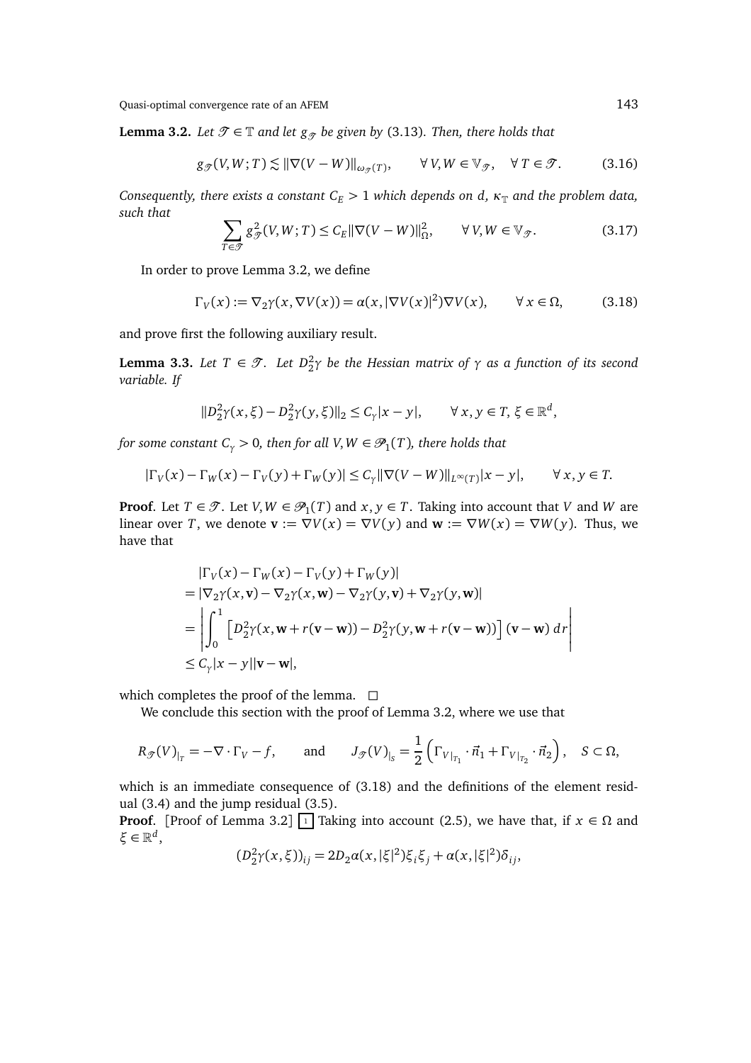**Lemma 3.2.** *Let $\mathscr{T} \in \mathbb{T}$ and let $g_{\mathscr{T}}$ be given by* (3.13)*. Then, there holds that*

$$g_{\mathscr{T}}(V, W; T) \lesssim \|\nabla(V - W)\|_{\omega_{\mathscr{T}}(T)}, \qquad \forall\, V, W \in \mathbb{V}_{\mathscr{T}}, \quad \forall\, T \in \mathscr{T}. \tag{3.16}$$

*Consequently, there exists a constant $C_E > 1$ which depends on $d$, $\kappa_{\mathbb{T}}$ and the problem data, such that*

$$\sum_{T \in \mathscr{T}} g^2_{\mathscr{T}}(V, W; T) \le C_E \|\nabla(V - W)\|^2_{\Omega}, \qquad \forall\, V, W \in \mathbb{V}_{\mathscr{T}}. \tag{3.17}$$

In order to prove Lemma 3.2, we define

$$\Gamma_V(x) := \nabla_2 \gamma(x, \nabla V(x)) = \alpha(x, |\nabla V(x)|^2) \nabla V(x), \qquad \forall\, x \in \Omega, \tag{3.18}$$

and prove first the following auxiliary result.

**Lemma 3.3.** *Let $T \in \mathscr{T}$. Let $D_2^2 \gamma$ be the Hessian matrix of $\gamma$ as a function of its second variable. If*

$$\|D_2^2 \gamma(x, \xi) - D_2^2 \gamma(y, \xi)\|_2 \le C_\gamma |x - y|, \qquad \forall\, x, y \in T,\ \xi \in \mathbb{R}^d,$$

*for some constant $C_\gamma > 0$, then for all $V, W \in \mathscr{P}_1(T)$, there holds that*

$$|\Gamma_V(x) - \Gamma_W(x) - \Gamma_V(y) + \Gamma_W(y)| \le C_\gamma \|\nabla(V - W)\|_{L^\infty(T)} |x - y|, \qquad \forall\, x, y \in T.$$

**Proof**. Let $T \in \mathscr{T}$. Let $V, W \in \mathscr{P}_1(T)$ and $x, y \in T$. Taking into account that $V$ and $W$ are linear over $T$, we denote $\mathbf{v} := \nabla V(x) = \nabla V(y)$ and $\mathbf{w} := \nabla W(x) = \nabla W(y)$. Thus, we have that

$$\begin{aligned}
&|\Gamma_V(x) - \Gamma_W(x) - \Gamma_V(y) + \Gamma_W(y)| \\
&= |\nabla_2 \gamma(x, \mathbf{v}) - \nabla_2 \gamma(x, \mathbf{w}) - \nabla_2 \gamma(y, \mathbf{v}) + \nabla_2 \gamma(y, \mathbf{w})| \\
&= \left| \int_0^1 \left[ D_2^2 \gamma(x, \mathbf{w} + r(\mathbf{v} - \mathbf{w})) - D_2^2 \gamma(y, \mathbf{w} + r(\mathbf{v} - \mathbf{w})) \right] (\mathbf{v} - \mathbf{w})\, dr \right| \\
&\le C_\gamma |x - y| |\mathbf{v} - \mathbf{w}|,
\end{aligned}$$

which completes the proof of the lemma. $\square$

We conclude this section with the proof of Lemma 3.2, where we use that

$$R_{\mathscr{T}}(V)_{|_T} = -\nabla \cdot \Gamma_V - f, \qquad \text{and} \qquad J_{\mathscr{T}}(V)_{|_S} = \frac{1}{2} \left( \Gamma_{V|_{T_1}} \cdot \vec{n}_1 + \Gamma_{V|_{T_2}} \cdot \vec{n}_2 \right), \quad S \subset \Omega,$$

which is an immediate consequence of (3.18) and the definitions of the element residual (3.4) and the jump residual (3.5).

**Proof**. [Proof of Lemma 3.2] 1 Taking into account (2.5), we have that, if $x \in \Omega$ and $\xi \in \mathbb{R}^d$,

$$(D_2^2 \gamma(x, \xi))_{ij} = 2 D_2 \alpha(x, |\xi|^2) \xi_i \xi_j + \alpha(x, |\xi|^2) \delta_{ij},$$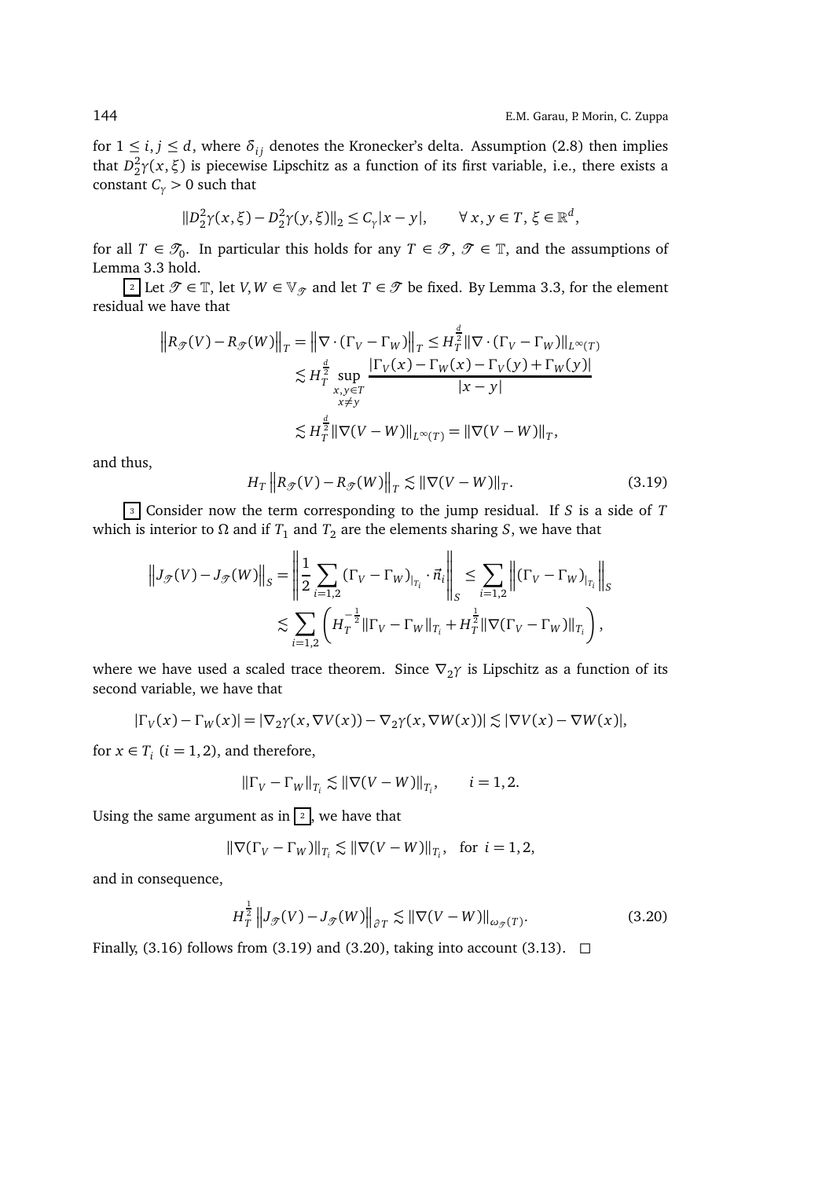for $1 \le i, j \le d$, where $\delta_{ij}$ denotes the Kronecker's delta. Assumption (2.8) then implies that $D_2^2\gamma(x,\xi)$ is piecewise Lipschitz as a function of its first variable, i.e., there exists a constant $C_\gamma > 0$ such that

$$\|D_2^2\gamma(x,\xi) - D_2^2\gamma(y,\xi)\|_2 \le C_\gamma |x-y|, \qquad \forall\, x, y \in T,\, \xi \in \mathbb{R}^d,$$

for all $T \in \mathcal{T}_0$. In particular this holds for any $T \in \mathcal{T}$, $\mathcal{T} \in \mathbb{T}$, and the assumptions of Lemma 3.3 hold.

$\boxed{2}$ Let $\mathcal{T} \in \mathbb{T}$, let $V, W \in \mathbb{V}_{\mathcal{T}}$ and let $T \in \mathcal{T}$ be fixed. By Lemma 3.3, for the element residual we have that

$$\begin{aligned}
\left\|R_{\mathcal{T}}(V) - R_{\mathcal{T}}(W)\right\|_T &= \left\|\nabla \cdot (\Gamma_V - \Gamma_W)\right\|_T \le H_T^{\frac{d}{2}} \|\nabla \cdot (\Gamma_V - \Gamma_W)\|_{L^\infty(T)} \\
&\lesssim H_T^{\frac{d}{2}} \sup_{\substack{x,y\in T\\ x\neq y}} \frac{|\Gamma_V(x) - \Gamma_W(x) - \Gamma_V(y) + \Gamma_W(y)|}{|x-y|} \\
&\lesssim H_T^{\frac{d}{2}} \|\nabla(V-W)\|_{L^\infty(T)} = \|\nabla(V-W)\|_T,
\end{aligned}$$

and thus,

$$H_T \left\|R_{\mathcal{T}}(V) - R_{\mathcal{T}}(W)\right\|_T \lesssim \|\nabla(V-W)\|_T. \tag{3.19}$$

$\boxed{3}$ Consider now the term corresponding to the jump residual. If $S$ is a side of $T$ which is interior to $\Omega$ and if $T_1$ and $T_2$ are the elements sharing $S$, we have that

$$\begin{aligned}
\left\|J_{\mathcal{T}}(V) - J_{\mathcal{T}}(W)\right\|_S &= \left\| \frac{1}{2}\sum_{i=1,2} (\Gamma_V - \Gamma_W)_{|_{T_i}} \cdot \vec{n}_i \right\|_S \le \sum_{i=1,2} \left\|(\Gamma_V - \Gamma_W)_{|_{T_i}}\right\|_S \\
&\lesssim \sum_{i=1,2} \left( H_T^{-\frac{1}{2}} \|\Gamma_V - \Gamma_W\|_{T_i} + H_T^{\frac{1}{2}} \|\nabla(\Gamma_V - \Gamma_W)\|_{T_i} \right),
\end{aligned}$$

where we have used a scaled trace theorem. Since $\nabla_2\gamma$ is Lipschitz as a function of its second variable, we have that

$$|\Gamma_V(x) - \Gamma_W(x)| = |\nabla_2\gamma(x, \nabla V(x)) - \nabla_2\gamma(x, \nabla W(x))| \lesssim |\nabla V(x) - \nabla W(x)|,$$

for $x \in T_i$ ($i = 1, 2$), and therefore,

$$\|\Gamma_V - \Gamma_W\|_{T_i} \lesssim \|\nabla(V-W)\|_{T_i}, \qquad i = 1, 2.$$

Using the same argument as in $\boxed{2}$, we have that

$$\|\nabla(\Gamma_V - \Gamma_W)\|_{T_i} \lesssim \|\nabla(V-W)\|_{T_i}, \quad \text{for } i = 1, 2,$$

and in consequence,

$$H_T^{\frac{1}{2}} \left\|J_{\mathcal{T}}(V) - J_{\mathcal{T}}(W)\right\|_{\partial T} \lesssim \|\nabla(V-W)\|_{\omega_{\mathcal{T}}(T)}. \tag{3.20}$$

Finally, (3.16) follows from (3.19) and (3.20), taking into account (3.13). $\square$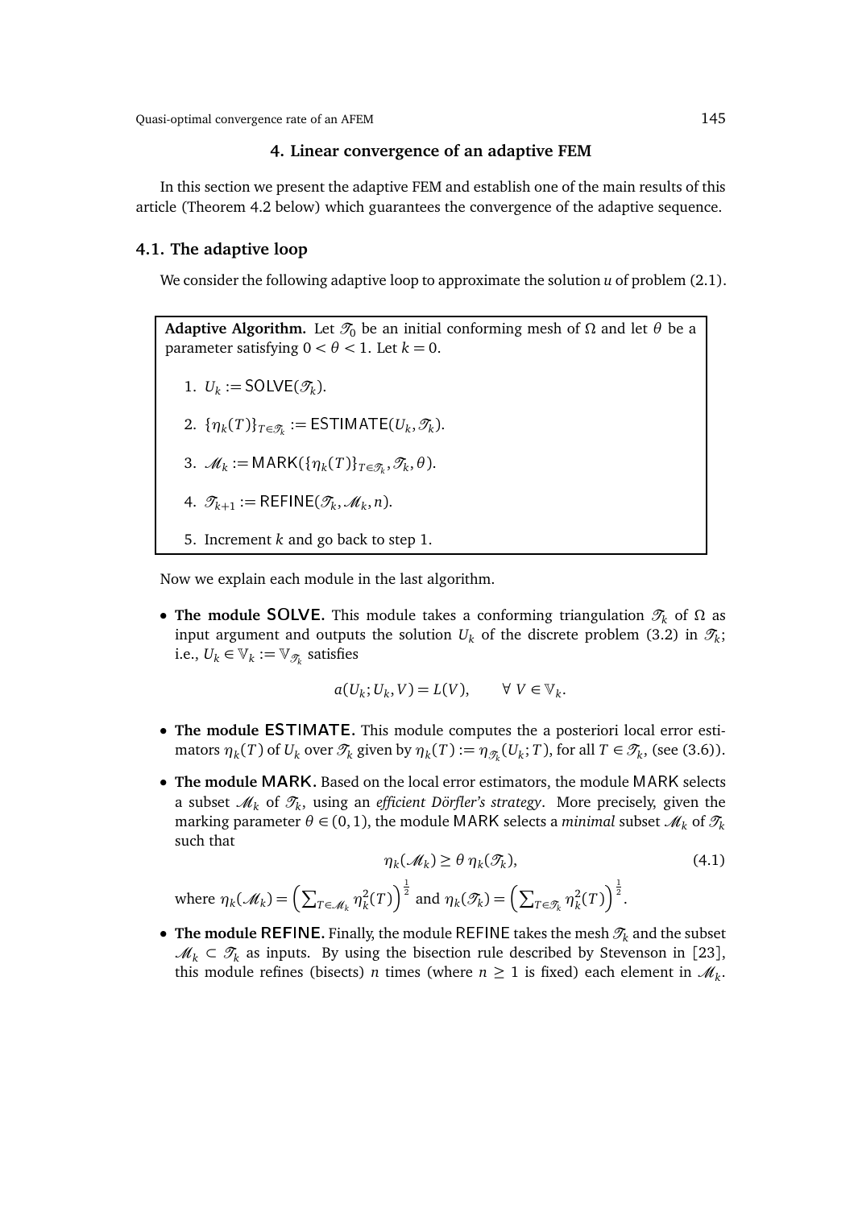## 4. Linear convergence of an adaptive FEM

In this section we present the adaptive FEM and establish one of the main results of this article (Theorem 4.2 below) which guarantees the convergence of the adaptive sequence.

### 4.1. The adaptive loop

We consider the following adaptive loop to approximate the solution $u$ of problem (2.1).

**Adaptive Algorithm.** Let $\mathscr{T}_0$ be an initial conforming mesh of $\Omega$ and let $\theta$ be a parameter satisfying $0 < \theta < 1$. Let $k = 0$.

1. $U_k := \mathsf{SOLVE}(\mathscr{T}_k)$.
2. $\{\eta_k(T)\}_{T\in\mathscr{T}_k} := \mathsf{ESTIMATE}(U_k, \mathscr{T}_k)$.
3. $\mathscr{M}_k := \mathsf{MARK}(\{\eta_k(T)\}_{T\in\mathscr{T}_k}, \mathscr{T}_k, \theta)$.
4. $\mathscr{T}_{k+1} := \mathsf{REFINE}(\mathscr{T}_k, \mathscr{M}_k, n)$.
5. Increment $k$ and go back to step 1.

Now we explain each module in the last algorithm.

- **The module SOLVE.** This module takes a conforming triangulation $\mathscr{T}_k$ of $\Omega$ as input argument and outputs the solution $U_k$ of the discrete problem (3.2) in $\mathscr{T}_k$; i.e., $U_k \in \mathbb{V}_k := \mathbb{V}_{\mathscr{T}_k}$ satisfies

$$a(U_k; U_k, V) = L(V), \qquad \forall\ V \in \mathbb{V}_k.$$

- **The module ESTIMATE.** This module computes the a posteriori local error estimators $\eta_k(T)$ of $U_k$ over $\mathscr{T}_k$ given by $\eta_k(T) := \eta_{\mathscr{T}_k}(U_k; T)$, for all $T \in \mathscr{T}_k$, (see (3.6)).

- **The module MARK.** Based on the local error estimators, the module MARK selects a subset $\mathscr{M}_k$ of $\mathscr{T}_k$, using an *efficient Dörfler's strategy*. More precisely, given the marking parameter $\theta \in (0,1)$, the module MARK selects a *minimal* subset $\mathscr{M}_k$ of $\mathscr{T}_k$ such that

$$\eta_k(\mathscr{M}_k) \geq \theta\, \eta_k(\mathscr{T}_k), \tag{4.1}$$

where $\eta_k(\mathscr{M}_k) = \left(\sum_{T\in\mathscr{M}_k} \eta_k^2(T)\right)^{\frac{1}{2}}$ and $\eta_k(\mathscr{T}_k) = \left(\sum_{T\in\mathscr{T}_k} \eta_k^2(T)\right)^{\frac{1}{2}}$.

- **The module REFINE.** Finally, the module REFINE takes the mesh $\mathscr{T}_k$ and the subset $\mathscr{M}_k \subset \mathscr{T}_k$ as inputs. By using the bisection rule described by Stevenson in [23], this module refines (bisects) $n$ times (where $n \geq 1$ is fixed) each element in $\mathscr{M}_k$.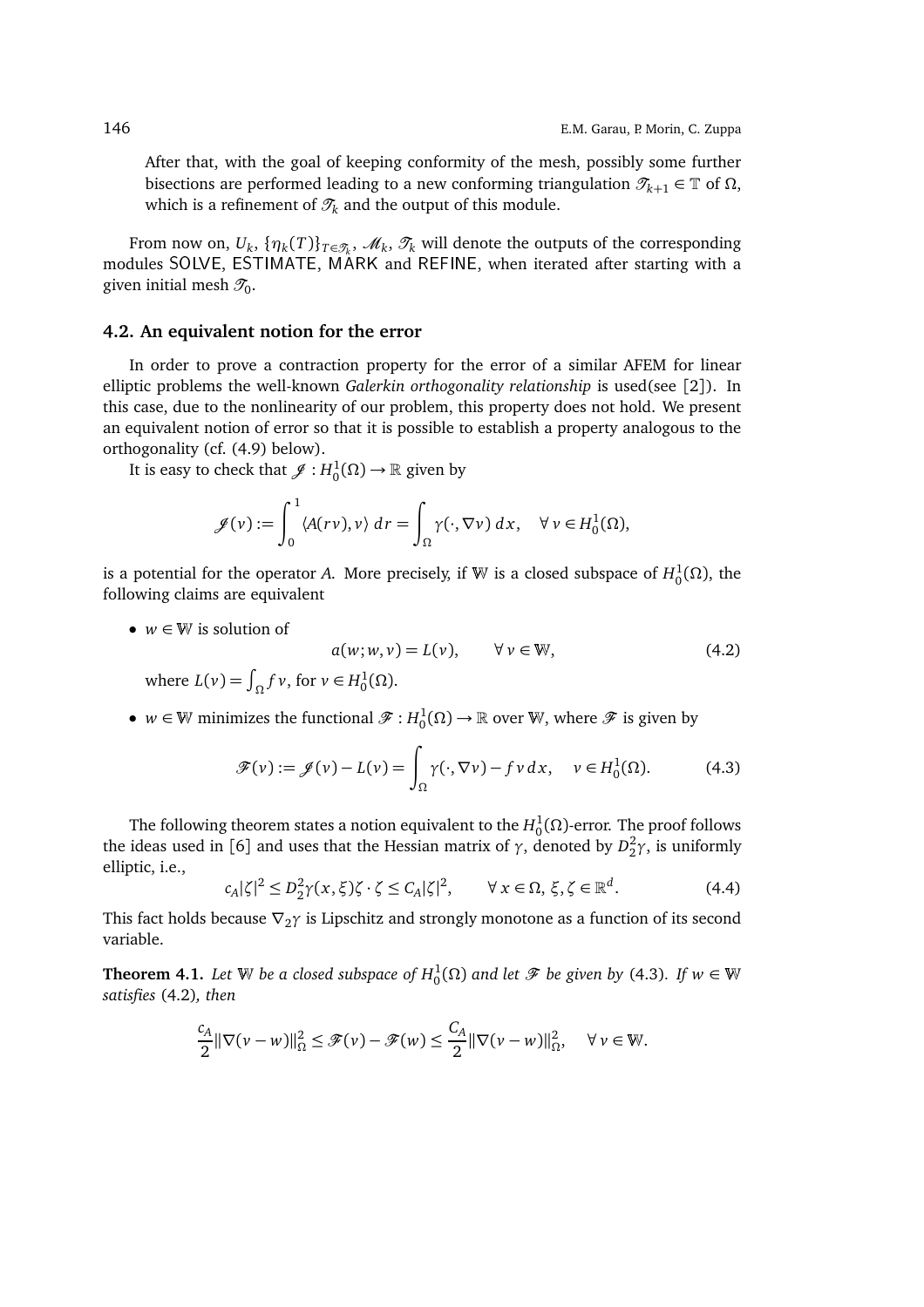After that, with the goal of keeping conformity of the mesh, possibly some further bisections are performed leading to a new conforming triangulation $\mathscr{T}_{k+1} \in \mathbb{T}$ of $\Omega$, which is a refinement of $\mathscr{T}_k$ and the output of this module.

From now on, $U_k$, $\{\eta_k(T)\}_{T\in\mathscr{T}_k}$, $\mathscr{M}_k$, $\mathscr{T}_k$ will denote the outputs of the corresponding modules SOLVE, ESTIMATE, MARK and REFINE, when iterated after starting with a given initial mesh $\mathscr{T}_0$.

### 4.2. An equivalent notion for the error

In order to prove a contraction property for the error of a similar AFEM for linear elliptic problems the well-known *Galerkin orthogonality relationship* is used(see [2]). In this case, due to the nonlinearity of our problem, this property does not hold. We present an equivalent notion of error so that it is possible to establish a property analogous to the orthogonality (cf. (4.9) below).

It is easy to check that $\mathscr{J} : H_0^1(\Omega) \to \mathbb{R}$ given by

$$\mathscr{J}(v) := \int_0^1 \langle A(rv), v \rangle \, dr = \int_\Omega \gamma(\cdot, \nabla v) \, dx, \quad \forall\, v \in H_0^1(\Omega),$$

is a potential for the operator $A$. More precisely, if $\mathbb{W}$ is a closed subspace of $H_0^1(\Omega)$, the following claims are equivalent

- $w \in \mathbb{W}$ is solution of
$$a(w; w, v) = L(v), \qquad \forall\, v \in \mathbb{W}, \tag{4.2}$$
where $L(v) = \int_\Omega f v$, for $v \in H_0^1(\Omega)$.

- $w \in \mathbb{W}$ minimizes the functional $\mathscr{F} : H_0^1(\Omega) \to \mathbb{R}$ over $\mathbb{W}$, where $\mathscr{F}$ is given by
$$\mathscr{F}(v) := \mathscr{J}(v) - L(v) = \int_\Omega \gamma(\cdot, \nabla v) - f\, v \, dx, \quad v \in H_0^1(\Omega). \tag{4.3}$$

The following theorem states a notion equivalent to the $H_0^1(\Omega)$-error. The proof follows the ideas used in [6] and uses that the Hessian matrix of $\gamma$, denoted by $D_2^2\gamma$, is uniformly elliptic, i.e.,

$$c_A|\zeta|^2 \le D_2^2\gamma(x, \xi)\zeta \cdot \zeta \le C_A|\zeta|^2, \qquad \forall\, x \in \Omega,\ \xi, \zeta \in \mathbb{R}^d. \tag{4.4}$$

This fact holds because $\nabla_2\gamma$ is Lipschitz and strongly monotone as a function of its second variable.

**Theorem 4.1.** *Let $\mathbb{W}$ be a closed subspace of $H_0^1(\Omega)$ and let $\mathscr{F}$ be given by* (4.3)*. If $w \in \mathbb{W}$ satisfies* (4.2)*, then*

$$\frac{c_A}{2}\|\nabla(v - w)\|_\Omega^2 \le \mathscr{F}(v) - \mathscr{F}(w) \le \frac{C_A}{2}\|\nabla(v - w)\|_\Omega^2, \quad \forall\, v \in \mathbb{W}.$$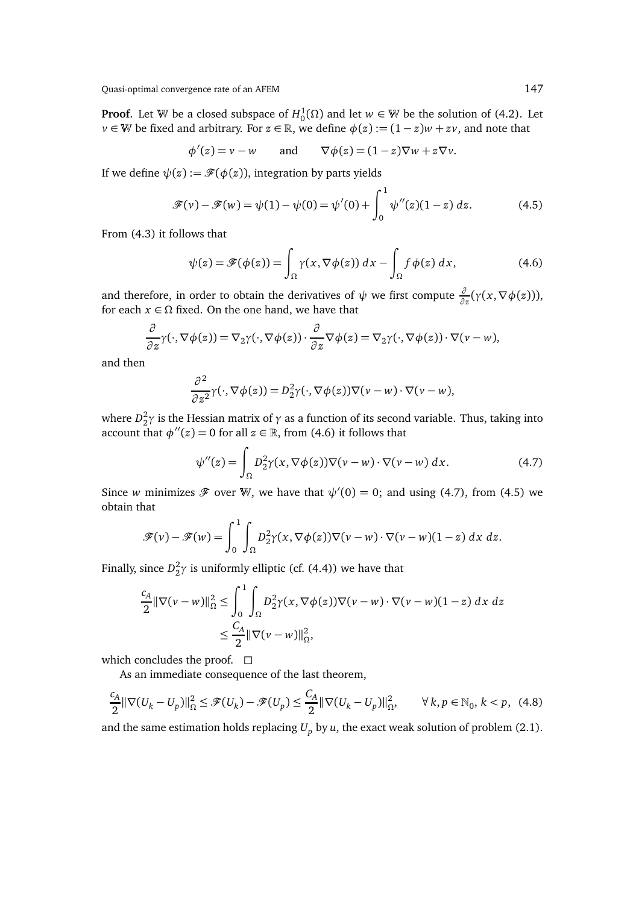**Proof**. Let $\mathbb{W}$ be a closed subspace of $H_0^1(\Omega)$ and let $w \in \mathbb{W}$ be the solution of (4.2). Let $v \in \mathbb{W}$ be fixed and arbitrary. For $z \in \mathbb{R}$, we define $\phi(z) := (1-z)w + zv$, and note that

$$\phi'(z) = v - w \qquad \text{and} \qquad \nabla\phi(z) = (1-z)\nabla w + z\nabla v.$$

If we define $\psi(z) := \mathscr{F}(\phi(z))$, integration by parts yields

$$\mathscr{F}(v) - \mathscr{F}(w) = \psi(1) - \psi(0) = \psi'(0) + \int_0^1 \psi''(z)(1-z)\, dz. \tag{4.5}$$

From (4.3) it follows that

$$\psi(z) = \mathscr{F}(\phi(z)) = \int_\Omega \gamma(x, \nabla\phi(z))\, dx - \int_\Omega f\,\phi(z)\, dx, \tag{4.6}$$

and therefore, in order to obtain the derivatives of $\psi$ we first compute $\frac{\partial}{\partial z}(\gamma(x, \nabla\phi(z)))$, for each $x \in \Omega$ fixed. On the one hand, we have that

$$\frac{\partial}{\partial z}\gamma(\cdot, \nabla\phi(z)) = \nabla_2\gamma(\cdot, \nabla\phi(z)) \cdot \frac{\partial}{\partial z}\nabla\phi(z) = \nabla_2\gamma(\cdot, \nabla\phi(z)) \cdot \nabla(v - w),$$

and then

$$\frac{\partial^2}{\partial z^2}\gamma(\cdot, \nabla\phi(z)) = D_2^2\gamma(\cdot, \nabla\phi(z))\nabla(v-w) \cdot \nabla(v-w),$$

where $D_2^2\gamma$ is the Hessian matrix of $\gamma$ as a function of its second variable. Thus, taking into account that $\phi''(z) = 0$ for all $z \in \mathbb{R}$, from (4.6) it follows that

$$\psi''(z) = \int_\Omega D_2^2\gamma(x, \nabla\phi(z))\nabla(v-w) \cdot \nabla(v-w)\, dx. \tag{4.7}$$

Since $w$ minimizes $\mathscr{F}$ over $\mathbb{W}$, we have that $\psi'(0) = 0$; and using (4.7), from (4.5) we obtain that

$$\mathscr{F}(v) - \mathscr{F}(w) = \int_0^1 \int_\Omega D_2^2\gamma(x, \nabla\phi(z))\nabla(v-w) \cdot \nabla(v-w)(1-z)\, dx\, dz.$$

Finally, since $D_2^2\gamma$ is uniformly elliptic (cf. (4.4)) we have that

$$\begin{aligned}
\frac{c_A}{2}\|\nabla(v-w)\|_\Omega^2 &\le \int_0^1 \int_\Omega D_2^2\gamma(x, \nabla\phi(z))\nabla(v-w) \cdot \nabla(v-w)(1-z)\, dx\, dz \\
&\le \frac{C_A}{2}\|\nabla(v-w)\|_\Omega^2,
\end{aligned}$$

which concludes the proof. $\square$

As an immediate consequence of the last theorem,

$$\frac{c_A}{2}\|\nabla(U_k - U_p)\|_\Omega^2 \le \mathscr{F}(U_k) - \mathscr{F}(U_p) \le \frac{C_A}{2}\|\nabla(U_k - U_p)\|_\Omega^2, \qquad \forall\, k, p \in \mathbb{N}_0,\ k < p, \tag{4.8}$$

and the same estimation holds replacing $U_p$ by $u$, the exact weak solution of problem (2.1).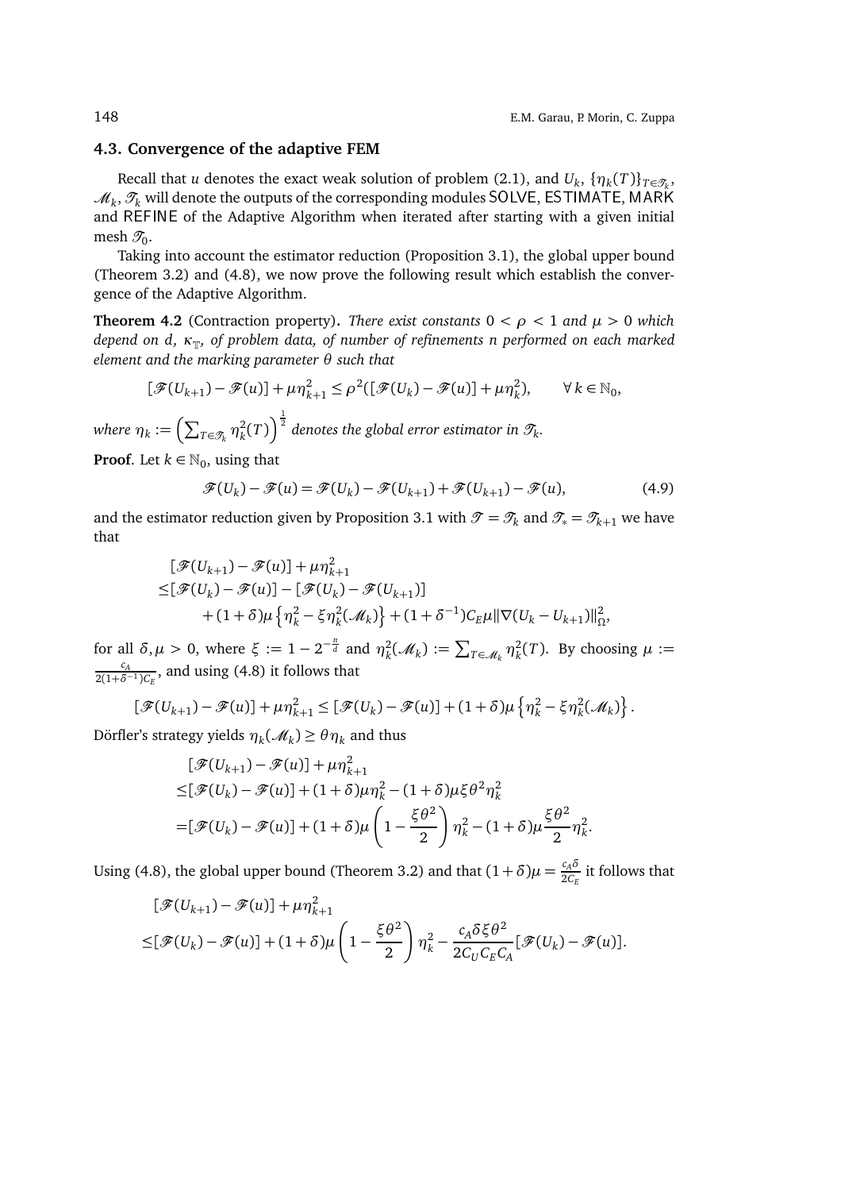### 4.3. Convergence of the adaptive FEM

Recall that $u$ denotes the exact weak solution of problem (2.1), and $U_k$, $\{\eta_k(T)\}_{T\in\mathscr{T}_k}$, $\mathscr{M}_k$, $\mathscr{T}_k$ will denote the outputs of the corresponding modules SOLVE, ESTIMATE, MARK and REFINE of the Adaptive Algorithm when iterated after starting with a given initial mesh $\mathscr{T}_0$.

Taking into account the estimator reduction (Proposition 3.1), the global upper bound (Theorem 3.2) and (4.8), we now prove the following result which establish the convergence of the Adaptive Algorithm.

**Theorem 4.2** (Contraction property). *There exist constants $0 < \rho < 1$ and $\mu > 0$ which depend on $d$, $\kappa_{\mathbb{T}}$, of problem data, of number of refinements $n$ performed on each marked element and the marking parameter $\theta$ such that*

$$[\mathscr{F}(U_{k+1}) - \mathscr{F}(u)] + \mu\eta_{k+1}^2 \leq \rho^2([\mathscr{F}(U_k) - \mathscr{F}(u)] + \mu\eta_k^2), \qquad \forall\, k \in \mathbb{N}_0,$$

*where $\eta_k := \left(\sum_{T\in\mathscr{T}_k} \eta_k^2(T)\right)^{\frac{1}{2}}$ denotes the global error estimator in $\mathscr{T}_k$.*

**Proof**. Let $k \in \mathbb{N}_0$, using that

$$\mathscr{F}(U_k) - \mathscr{F}(u) = \mathscr{F}(U_k) - \mathscr{F}(U_{k+1}) + \mathscr{F}(U_{k+1}) - \mathscr{F}(u), \tag{4.9}$$

and the estimator reduction given by Proposition 3.1 with $\mathscr{T} = \mathscr{T}_k$ and $\mathscr{T}_* = \mathscr{T}_{k+1}$ we have that

$$\begin{aligned}
&[\mathscr{F}(U_{k+1}) - \mathscr{F}(u)] + \mu\eta_{k+1}^2 \\
\leq &[\mathscr{F}(U_k) - \mathscr{F}(u)] - [\mathscr{F}(U_k) - \mathscr{F}(U_{k+1})] \\
&+ (1+\delta)\mu\left\{\eta_k^2 - \xi\eta_k^2(\mathscr{M}_k)\right\} + (1+\delta^{-1})C_E\mu\|\nabla(U_k - U_{k+1})\|_\Omega^2,
\end{aligned}$$

for all $\delta, \mu > 0$, where $\xi := 1 - 2^{-\frac{n}{d}}$ and $\eta_k^2(\mathscr{M}_k) := \sum_{T\in\mathscr{M}_k} \eta_k^2(T)$. By choosing $\mu := \frac{c_A}{2(1+\delta^{-1})C_E}$, and using (4.8) it follows that

$$[\mathscr{F}(U_{k+1}) - \mathscr{F}(u)] + \mu\eta_{k+1}^2 \leq [\mathscr{F}(U_k) - \mathscr{F}(u)] + (1+\delta)\mu\left\{\eta_k^2 - \xi\eta_k^2(\mathscr{M}_k)\right\}.$$

Dörfler's strategy yields $\eta_k(\mathscr{M}_k) \geq \theta\eta_k$ and thus

$$\begin{aligned}
&[\mathscr{F}(U_{k+1}) - \mathscr{F}(u)] + \mu\eta_{k+1}^2 \\
\leq &[\mathscr{F}(U_k) - \mathscr{F}(u)] + (1+\delta)\mu\eta_k^2 - (1+\delta)\mu\xi\theta^2\eta_k^2 \\
= &[\mathscr{F}(U_k) - \mathscr{F}(u)] + (1+\delta)\mu\left(1 - \frac{\xi\theta^2}{2}\right)\eta_k^2 - (1+\delta)\mu\frac{\xi\theta^2}{2}\eta_k^2.
\end{aligned}$$

Using (4.8), the global upper bound (Theorem 3.2) and that $(1+\delta)\mu = \frac{c_A\delta}{2C_E}$ it follows that

$$\begin{aligned}
&[\mathscr{F}(U_{k+1}) - \mathscr{F}(u)] + \mu\eta_{k+1}^2 \\
\leq &[\mathscr{F}(U_k) - \mathscr{F}(u)] + (1+\delta)\mu\left(1 - \frac{\xi\theta^2}{2}\right)\eta_k^2 - \frac{c_A\delta\xi\theta^2}{2C_U C_E C_A}[\mathscr{F}(U_k) - \mathscr{F}(u)].
\end{aligned}$$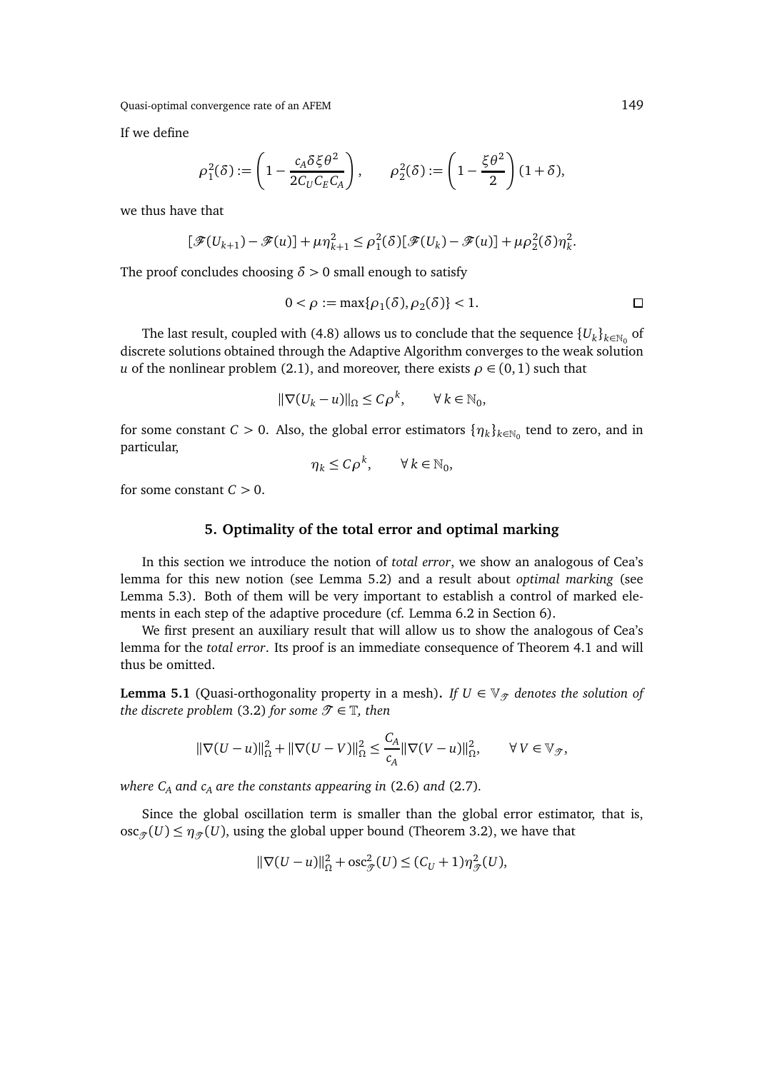If we define

$$\rho_1^2(\delta) := \left(1 - \frac{c_A \delta \xi \theta^2}{2C_U C_E C_A}\right), \qquad \rho_2^2(\delta) := \left(1 - \frac{\xi \theta^2}{2}\right)(1+\delta),$$

we thus have that

$$[\mathscr{F}(U_{k+1}) - \mathscr{F}(u)] + \mu \eta_{k+1}^2 \le \rho_1^2(\delta)[\mathscr{F}(U_k) - \mathscr{F}(u)] + \mu \rho_2^2(\delta) \eta_k^2.$$

The proof concludes choosing $\delta > 0$ small enough to satisfy

$$0 < \rho := \max\{\rho_1(\delta), \rho_2(\delta)\} < 1.$$

□

The last result, coupled with (4.8) allows us to conclude that the sequence $\{U_k\}_{k\in\mathbb{N}_0}$ of discrete solutions obtained through the Adaptive Algorithm converges to the weak solution $u$ of the nonlinear problem (2.1), and moreover, there exists $\rho \in (0,1)$ such that

$$\|\nabla(U_k - u)\|_\Omega \le C\rho^k, \qquad \forall\, k \in \mathbb{N}_0,$$

for some constant $C > 0$. Also, the global error estimators $\{\eta_k\}_{k\in\mathbb{N}_0}$ tend to zero, and in particular,

$$\eta_k \le C\rho^k, \qquad \forall\, k \in \mathbb{N}_0,$$

for some constant $C > 0$.

## 5. Optimality of the total error and optimal marking

In this section we introduce the notion of *total error*, we show an analogous of Cea's lemma for this new notion (see Lemma 5.2) and a result about *optimal marking* (see Lemma 5.3). Both of them will be very important to establish a control of marked elements in each step of the adaptive procedure (cf. Lemma 6.2 in Section 6).

We first present an auxiliary result that will allow us to show the analogous of Cea's lemma for the *total error*. Its proof is an immediate consequence of Theorem 4.1 and will thus be omitted.

**Lemma 5.1** (Quasi-orthogonality property in a mesh). *If $U \in \mathbb{V}_{\mathscr{T}}$ denotes the solution of the discrete problem* (3.2) *for some $\mathscr{T} \in \mathbb{T}$, then*

$$\|\nabla(U-u)\|_\Omega^2 + \|\nabla(U-V)\|_\Omega^2 \le \frac{C_A}{c_A}\|\nabla(V-u)\|_\Omega^2, \qquad \forall\, V \in \mathbb{V}_{\mathscr{T}},$$

*where $C_A$ and $c_A$ are the constants appearing in* (2.6) *and* (2.7).

Since the global oscillation term is smaller than the global error estimator, that is, $\operatorname{osc}_{\mathscr{T}}(U) \le \eta_{\mathscr{T}}(U)$, using the global upper bound (Theorem 3.2), we have that

$$\|\nabla(U-u)\|_\Omega^2 + \operatorname{osc}_{\mathscr{T}}^2(U) \le (C_U + 1)\eta_{\mathscr{T}}^2(U),$$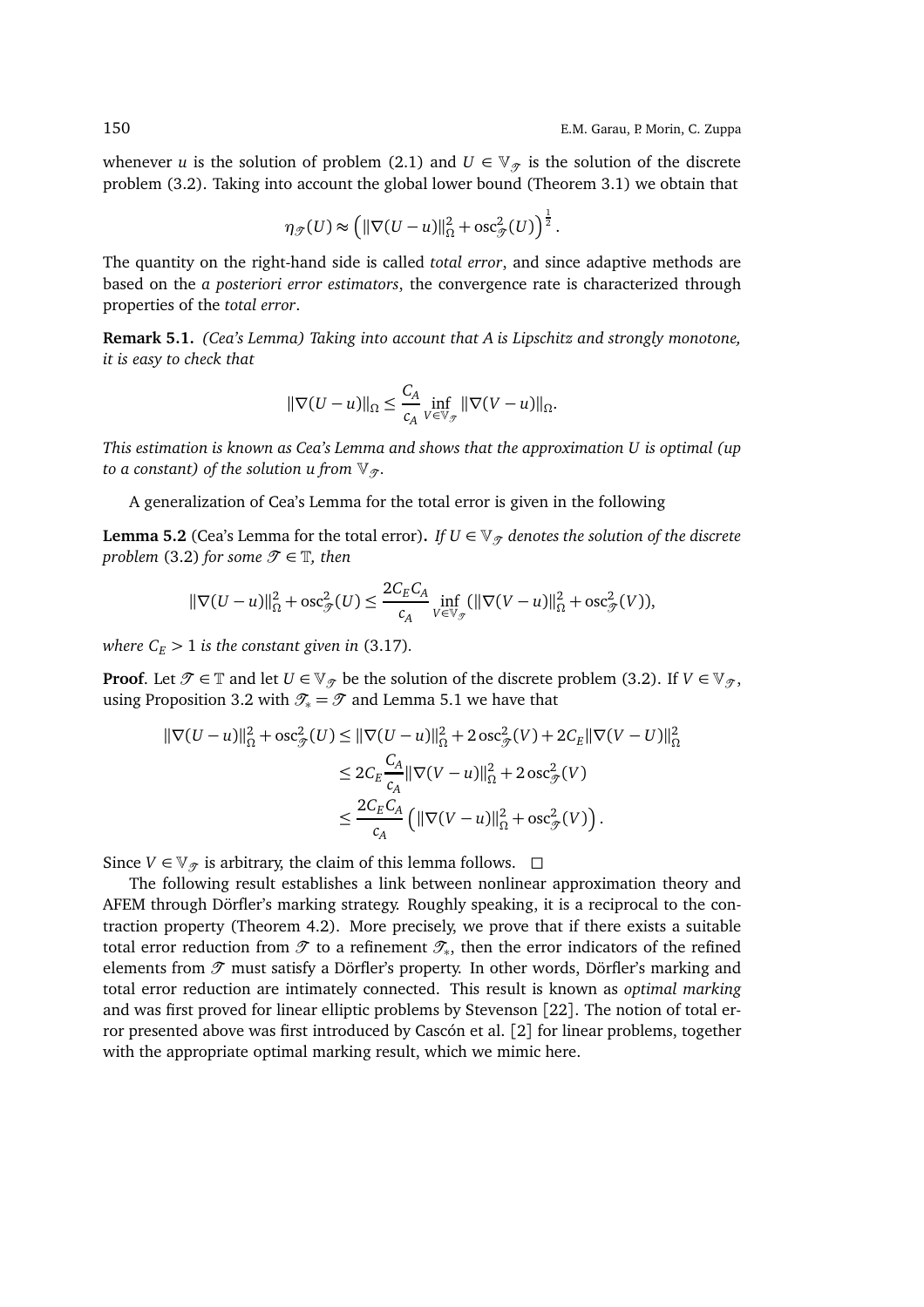whenever $u$ is the solution of problem (2.1) and $U \in \mathbb{V}_{\mathscr{T}}$ is the solution of the discrete problem (3.2). Taking into account the global lower bound (Theorem 3.1) we obtain that

$$\eta_{\mathscr{T}}(U) \approx \left( \|\nabla(U-u)\|_{\Omega}^2 + \operatorname{osc}_{\mathscr{T}}^2(U) \right)^{\frac{1}{2}}.$$

The quantity on the right-hand side is called *total error*, and since adaptive methods are based on the *a posteriori error estimators*, the convergence rate is characterized through properties of the *total error*.

**Remark 5.1.** *(Cea's Lemma) Taking into account that $A$ is Lipschitz and strongly monotone, it is easy to check that*

$$\|\nabla(U-u)\|_{\Omega} \leq \frac{C_A}{c_A} \inf_{V \in \mathbb{V}_{\mathscr{T}}} \|\nabla(V-u)\|_{\Omega}.$$

*This estimation is known as Cea's Lemma and shows that the approximation $U$ is optimal (up to a constant) of the solution $u$ from $\mathbb{V}_{\mathscr{T}}$.*

A generalization of Cea's Lemma for the total error is given in the following

**Lemma 5.2** (Cea's Lemma for the total error)**.** *If $U \in \mathbb{V}_{\mathscr{T}}$ denotes the solution of the discrete problem* (3.2) *for some $\mathscr{T} \in \mathbb{T}$, then*

$$\|\nabla(U-u)\|_{\Omega}^2 + \operatorname{osc}_{\mathscr{T}}^2(U) \leq \frac{2C_E C_A}{c_A} \inf_{V \in \mathbb{V}_{\mathscr{T}}} (\|\nabla(V-u)\|_{\Omega}^2 + \operatorname{osc}_{\mathscr{T}}^2(V)),$$

*where $C_E > 1$ is the constant given in* (3.17)*.*

**Proof**. Let $\mathscr{T} \in \mathbb{T}$ and let $U \in \mathbb{V}_{\mathscr{T}}$ be the solution of the discrete problem (3.2). If $V \in \mathbb{V}_{\mathscr{T}}$, using Proposition 3.2 with $\mathscr{T}_* = \mathscr{T}$ and Lemma 5.1 we have that

$$\begin{aligned}
\|\nabla(U-u)\|_{\Omega}^2 + \operatorname{osc}_{\mathscr{T}}^2(U) &\leq \|\nabla(U-u)\|_{\Omega}^2 + 2\operatorname{osc}_{\mathscr{T}}^2(V) + 2C_E\|\nabla(V-U)\|_{\Omega}^2 \\
&\leq 2C_E \frac{C_A}{c_A}\|\nabla(V-u)\|_{\Omega}^2 + 2\operatorname{osc}_{\mathscr{T}}^2(V) \\
&\leq \frac{2C_E C_A}{c_A}\left( \|\nabla(V-u)\|_{\Omega}^2 + \operatorname{osc}_{\mathscr{T}}^2(V) \right).
\end{aligned}$$

Since $V \in \mathbb{V}_{\mathscr{T}}$ is arbitrary, the claim of this lemma follows. $\square$

The following result establishes a link between nonlinear approximation theory and AFEM through Dörfler's marking strategy. Roughly speaking, it is a reciprocal to the contraction property (Theorem 4.2). More precisely, we prove that if there exists a suitable total error reduction from $\mathscr{T}$ to a refinement $\mathscr{T}_*$, then the error indicators of the refined elements from $\mathscr{T}$ must satisfy a Dörfler's property. In other words, Dörfler's marking and total error reduction are intimately connected. This result is known as *optimal marking* and was first proved for linear elliptic problems by Stevenson [22]. The notion of total error presented above was first introduced by Cascón et al. [2] for linear problems, together with the appropriate optimal marking result, which we mimic here.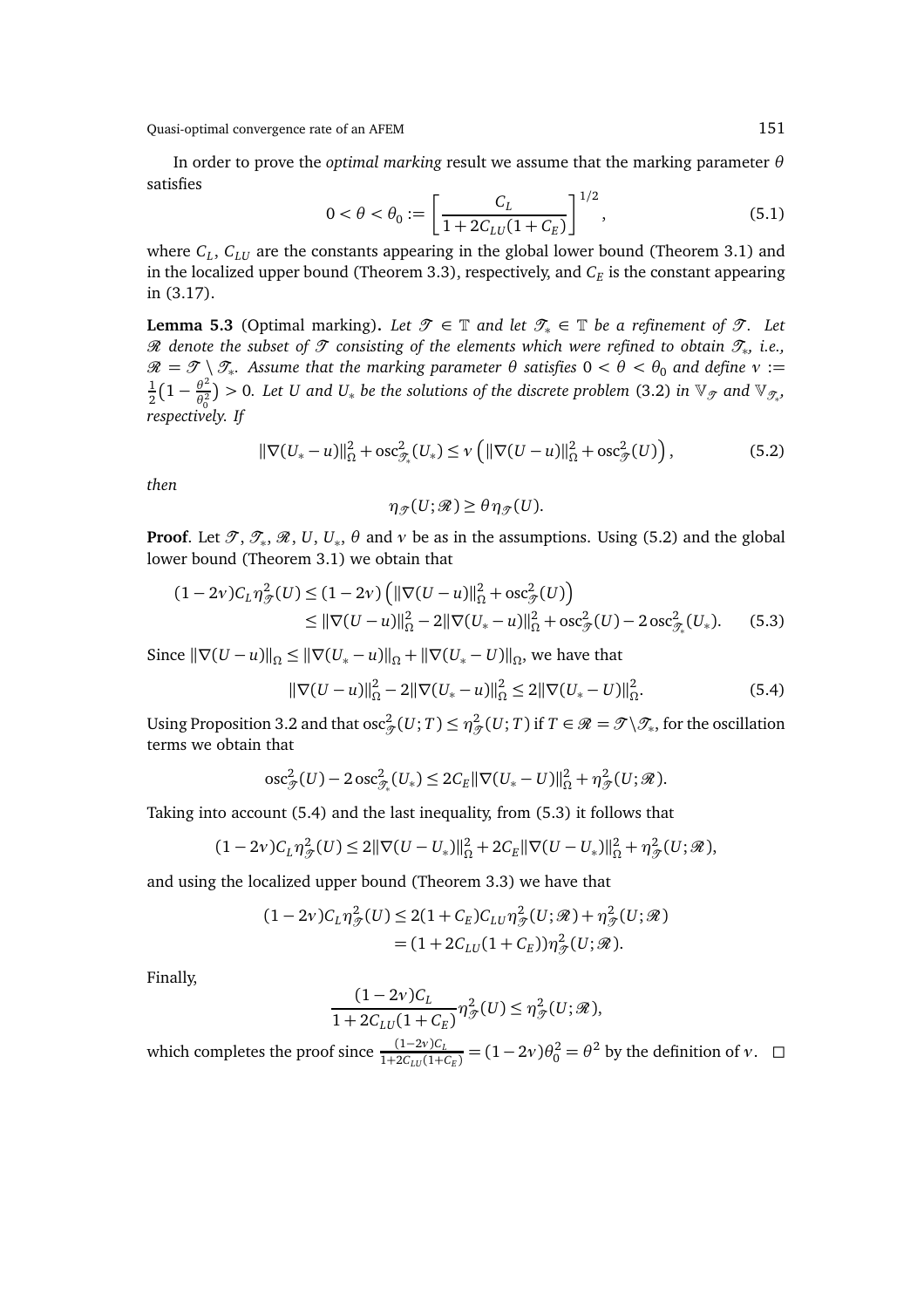In order to prove the *optimal marking* result we assume that the marking parameter $\theta$ satisfies

$$0 < \theta < \theta_0 := \left[ \frac{C_L}{1 + 2C_{LU}(1 + C_E)} \right]^{1/2}, \tag{5.1}$$

where $C_L$, $C_{LU}$ are the constants appearing in the global lower bound (Theorem 3.1) and in the localized upper bound (Theorem 3.3), respectively, and $C_E$ is the constant appearing in (3.17).

**Lemma 5.3** (Optimal marking). *Let $\mathscr{T} \in \mathbb{T}$ and let $\mathscr{T}_* \in \mathbb{T}$ be a refinement of $\mathscr{T}$. Let $\mathscr{R}$ denote the subset of $\mathscr{T}$ consisting of the elements which were refined to obtain $\mathscr{T}_*$, i.e., $\mathscr{R} = \mathscr{T} \setminus \mathscr{T}_*$. Assume that the marking parameter $\theta$ satisfies $0 < \theta < \theta_0$ and define $\nu := \frac{1}{2}\big(1 - \frac{\theta^2}{\theta_0^2}\big) > 0$. Let $U$ and $U_*$ be the solutions of the discrete problem (3.2) in $\mathbb{V}_{\mathscr{T}}$ and $\mathbb{V}_{\mathscr{T}_*}$, respectively. If*

$$\|\nabla(U_* - u)\|_\Omega^2 + \operatorname{osc}_{\mathscr{T}_*}^2(U_*) \leq \nu \left( \|\nabla(U - u)\|_\Omega^2 + \operatorname{osc}_{\mathscr{T}}^2(U) \right), \tag{5.2}$$

*then*

$$\eta_{\mathscr{T}}(U; \mathscr{R}) \geq \theta \eta_{\mathscr{T}}(U).$$

**Proof**. Let $\mathscr{T}$, $\mathscr{T}_*$, $\mathscr{R}$, $U$, $U_*$, $\theta$ and $\nu$ be as in the assumptions. Using (5.2) and the global lower bound (Theorem 3.1) we obtain that

$$\begin{aligned}(1 - 2\nu)C_L \eta_{\mathscr{T}}^2(U) &\leq (1 - 2\nu) \left( \|\nabla(U - u)\|_\Omega^2 + \operatorname{osc}_{\mathscr{T}}^2(U) \right) \\ &\leq \|\nabla(U - u)\|_\Omega^2 - 2\|\nabla(U_* - u)\|_\Omega^2 + \operatorname{osc}_{\mathscr{T}}^2(U) - 2\operatorname{osc}_{\mathscr{T}_*}^2(U_*). \end{aligned} \tag{5.3}$$

Since $\|\nabla(U - u)\|_\Omega \leq \|\nabla(U_* - u)\|_\Omega + \|\nabla(U_* - U)\|_\Omega$, we have that

$$\|\nabla(U - u)\|_\Omega^2 - 2\|\nabla(U_* - u)\|_\Omega^2 \leq 2\|\nabla(U_* - U)\|_\Omega^2. \tag{5.4}$$

Using Proposition 3.2 and that $\operatorname{osc}_{\mathscr{T}}^2(U; T) \leq \eta_{\mathscr{T}}^2(U; T)$ if $T \in \mathscr{R} = \mathscr{T} \setminus \mathscr{T}_*$, for the oscillation terms we obtain that

$$\operatorname{osc}_{\mathscr{T}}^2(U) - 2\operatorname{osc}_{\mathscr{T}_*}^2(U_*) \leq 2C_E \|\nabla(U_* - U)\|_\Omega^2 + \eta_{\mathscr{T}}^2(U; \mathscr{R}).$$

Taking into account (5.4) and the last inequality, from (5.3) it follows that

$$(1 - 2\nu)C_L \eta_{\mathscr{T}}^2(U) \leq 2\|\nabla(U - U_*)\|_\Omega^2 + 2C_E \|\nabla(U - U_*)\|_\Omega^2 + \eta_{\mathscr{T}}^2(U; \mathscr{R}),$$

and using the localized upper bound (Theorem 3.3) we have that

$$\begin{aligned}(1 - 2\nu)C_L \eta_{\mathscr{T}}^2(U) &\leq 2(1 + C_E)C_{LU} \eta_{\mathscr{T}}^2(U; \mathscr{R}) + \eta_{\mathscr{T}}^2(U; \mathscr{R}) \\ &= (1 + 2C_{LU}(1 + C_E))\eta_{\mathscr{T}}^2(U; \mathscr{R}).\end{aligned}$$

Finally,

$$\frac{(1 - 2\nu)C_L}{1 + 2C_{LU}(1 + C_E)} \eta_{\mathscr{T}}^2(U) \leq \eta_{\mathscr{T}}^2(U; \mathscr{R}),$$

which completes the proof since $\frac{(1-2\nu)C_L}{1+2C_{LU}(1+C_E)} = (1 - 2\nu)\theta_0^2 = \theta^2$ by the definition of $\nu$. $\square$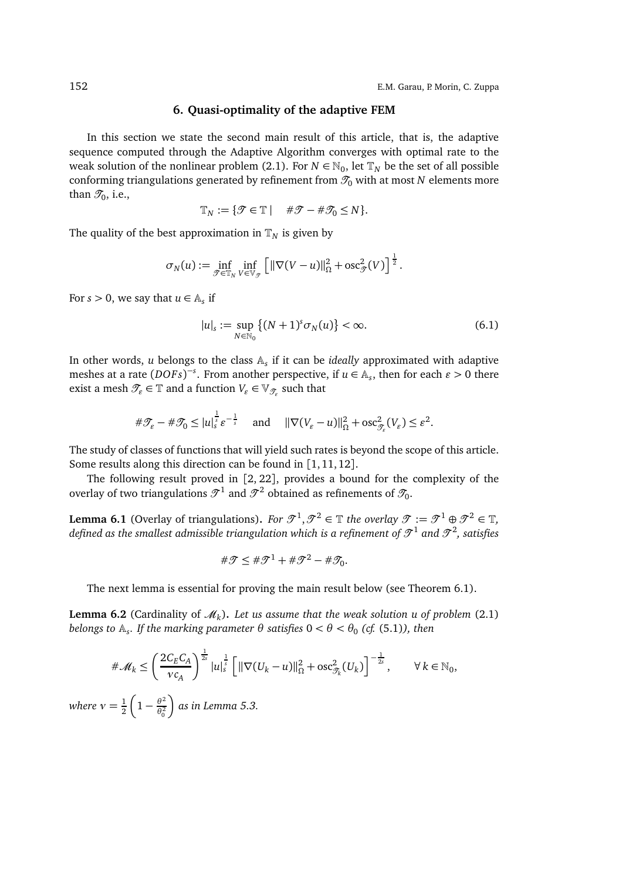## 6. Quasi-optimality of the adaptive FEM

In this section we state the second main result of this article, that is, the adaptive sequence computed through the Adaptive Algorithm converges with optimal rate to the weak solution of the nonlinear problem (2.1). For $N \in \mathbb{N}_0$, let $\mathbb{T}_N$ be the set of all possible conforming triangulations generated by refinement from $\mathcal{T}_0$ with at most $N$ elements more than $\mathcal{T}_0$, i.e.,

$$\mathbb{T}_N := \{\mathcal{T} \in \mathbb{T} \mid \quad \#\mathcal{T} - \#\mathcal{T}_0 \leq N\}.$$

The quality of the best approximation in $\mathbb{T}_N$ is given by

$$\sigma_N(u) := \inf_{\mathcal{T} \in \mathbb{T}_N} \inf_{V \in \mathbb{V}_{\mathcal{T}}} \left[ \|\nabla(V - u)\|_\Omega^2 + \operatorname{osc}_{\mathcal{T}}^2(V) \right]^{\frac{1}{2}}.$$

For $s > 0$, we say that $u \in \mathbb{A}_s$ if

$$|u|_s := \sup_{N \in \mathbb{N}_0} \left\{ (N+1)^s \sigma_N(u) \right\} < \infty. \tag{6.1}$$

In other words, $u$ belongs to the class $\mathbb{A}_s$ if it can be *ideally* approximated with adaptive meshes at a rate $(DOFs)^{-s}$. From another perspective, if $u \in \mathbb{A}_s$, then for each $\varepsilon > 0$ there exist a mesh $\mathcal{T}_\varepsilon \in \mathbb{T}$ and a function $V_\varepsilon \in \mathbb{V}_{\mathcal{T}_\varepsilon}$ such that

$$\#\mathcal{T}_\varepsilon - \#\mathcal{T}_0 \leq |u|_s^{\frac{1}{s}} \varepsilon^{-\frac{1}{s}} \quad \text{and} \quad \|\nabla(V_\varepsilon - u)\|_\Omega^2 + \operatorname{osc}_{\mathcal{T}_\varepsilon}^2(V_\varepsilon) \leq \varepsilon^2.$$

The study of classes of functions that will yield such rates is beyond the scope of this article. Some results along this direction can be found in [1, 11, 12].

The following result proved in [2, 22], provides a bound for the complexity of the overlay of two triangulations $\mathcal{T}^1$ and $\mathcal{T}^2$ obtained as refinements of $\mathcal{T}_0$.

**Lemma 6.1** (Overlay of triangulations). *For $\mathcal{T}^1, \mathcal{T}^2 \in \mathbb{T}$ the overlay $\mathcal{T} := \mathcal{T}^1 \oplus \mathcal{T}^2 \in \mathbb{T}$, defined as the smallest admissible triangulation which is a refinement of $\mathcal{T}^1$ and $\mathcal{T}^2$, satisfies*

$$\#\mathcal{T} \leq \#\mathcal{T}^1 + \#\mathcal{T}^2 - \#\mathcal{T}_0.$$

The next lemma is essential for proving the main result below (see Theorem 6.1).

**Lemma 6.2** (Cardinality of $\mathcal{M}_k$). *Let us assume that the weak solution $u$ of problem (2.1) belongs to $\mathbb{A}_s$. If the marking parameter $\theta$ satisfies $0 < \theta < \theta_0$ (cf. (5.1)), then*

$$\#\mathcal{M}_k \leq \left( \frac{2 C_E C_A}{\nu c_A} \right)^{\frac{1}{2s}} |u|_s^{\frac{1}{s}} \left[ \|\nabla(U_k - u)\|_\Omega^2 + \operatorname{osc}_{\mathcal{T}_k}^2(U_k) \right]^{-\frac{1}{2s}}, \qquad \forall\, k \in \mathbb{N}_0,$$

*where $\nu = \frac{1}{2}\left(1 - \frac{\theta^2}{\theta_0^2}\right)$ as in Lemma 5.3.*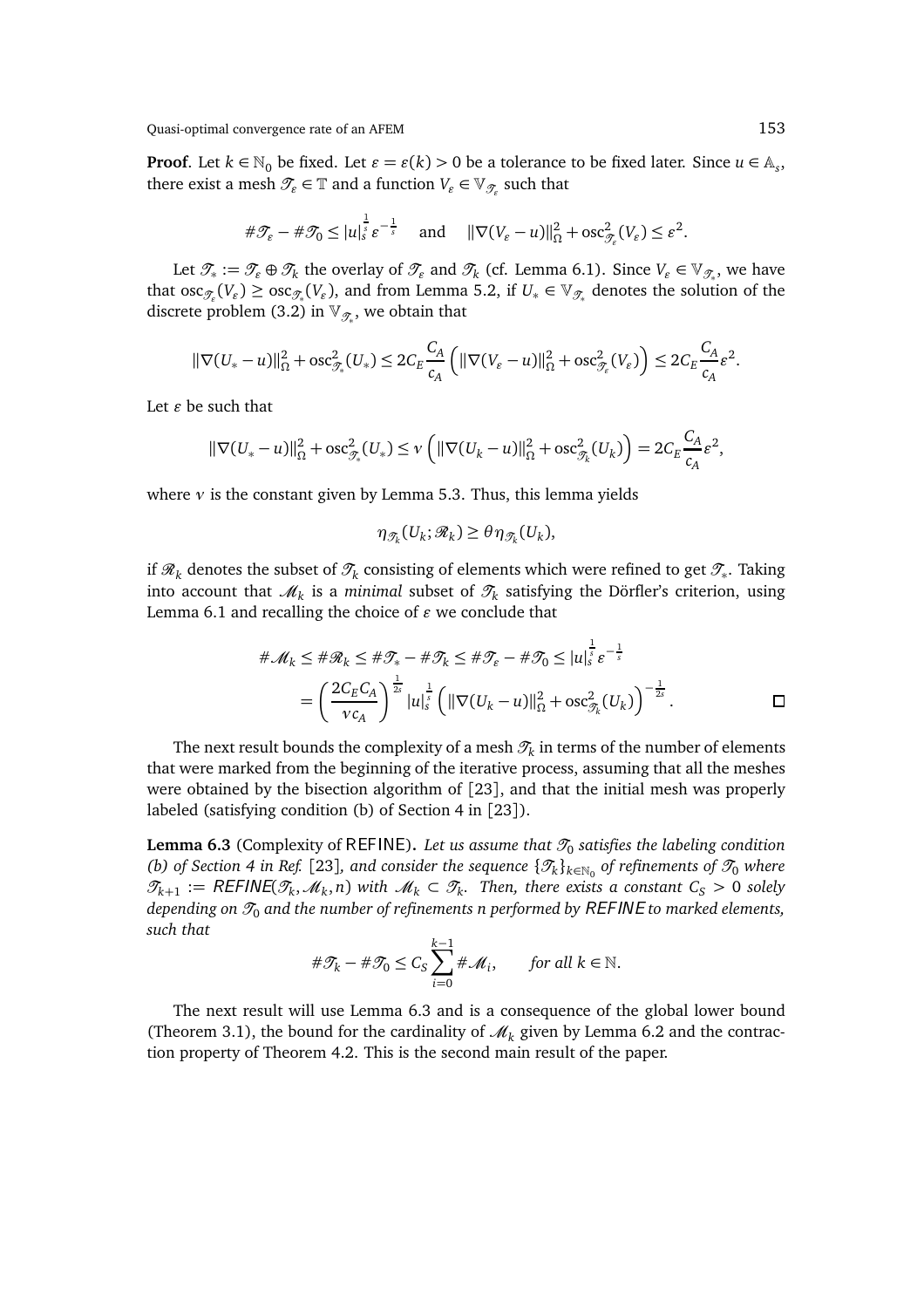**Proof**. Let $k \in \mathbb{N}_0$ be fixed. Let $\varepsilon = \varepsilon(k) > 0$ be a tolerance to be fixed later. Since $u \in \mathbb{A}_s$, there exist a mesh $\mathscr{T}_\varepsilon \in \mathbb{T}$ and a function $V_\varepsilon \in \mathbb{V}_{\mathscr{T}_\varepsilon}$ such that

$$\#\mathscr{T}_\varepsilon - \#\mathscr{T}_0 \le |u|_s^{\frac{1}{s}} \varepsilon^{-\frac{1}{s}} \quad \text{and} \quad \|\nabla(V_\varepsilon - u)\|_\Omega^2 + \operatorname{osc}^2_{\mathscr{T}_\varepsilon}(V_\varepsilon) \le \varepsilon^2.$$

Let $\mathscr{T}_* := \mathscr{T}_\varepsilon \oplus \mathscr{T}_k$ the overlay of $\mathscr{T}_\varepsilon$ and $\mathscr{T}_k$ (cf. Lemma 6.1). Since $V_\varepsilon \in \mathbb{V}_{\mathscr{T}_*}$, we have that $\operatorname{osc}_{\mathscr{T}_\varepsilon}(V_\varepsilon) \ge \operatorname{osc}_{\mathscr{T}_*}(V_\varepsilon)$, and from Lemma 5.2, if $U_* \in \mathbb{V}_{\mathscr{T}_*}$ denotes the solution of the discrete problem (3.2) in $\mathbb{V}_{\mathscr{T}_*}$, we obtain that

$$\|\nabla(U_* - u)\|_\Omega^2 + \operatorname{osc}^2_{\mathscr{T}_*}(U_*) \le 2C_E \frac{C_A}{c_A}\left(\|\nabla(V_\varepsilon - u)\|_\Omega^2 + \operatorname{osc}^2_{\mathscr{T}_\varepsilon}(V_\varepsilon)\right) \le 2C_E \frac{C_A}{c_A}\varepsilon^2.$$

Let $\varepsilon$ be such that

$$\|\nabla(U_* - u)\|_\Omega^2 + \operatorname{osc}^2_{\mathscr{T}_*}(U_*) \le \nu\left(\|\nabla(U_k - u)\|_\Omega^2 + \operatorname{osc}^2_{\mathscr{T}_k}(U_k)\right) = 2C_E \frac{C_A}{c_A}\varepsilon^2,$$

where $\nu$ is the constant given by Lemma 5.3. Thus, this lemma yields

$$\eta_{\mathscr{T}_k}(U_k; \mathscr{R}_k) \ge \theta \eta_{\mathscr{T}_k}(U_k),$$

if $\mathscr{R}_k$ denotes the subset of $\mathscr{T}_k$ consisting of elements which were refined to get $\mathscr{T}_*$. Taking into account that $\mathscr{M}_k$ is a *minimal* subset of $\mathscr{T}_k$ satisfying the Dörfler's criterion, using Lemma 6.1 and recalling the choice of $\varepsilon$ we conclude that

$$\begin{aligned}
\#\mathscr{M}_k &\le \#\mathscr{R}_k \le \#\mathscr{T}_* - \#\mathscr{T}_k \le \#\mathscr{T}_\varepsilon - \#\mathscr{T}_0 \le |u|_s^{\frac{1}{s}} \varepsilon^{-\frac{1}{s}} \\
&= \left(\frac{2C_E C_A}{\nu c_A}\right)^{\frac{1}{2s}} |u|_s^{\frac{1}{s}} \left(\|\nabla(U_k - u)\|_\Omega^2 + \operatorname{osc}^2_{\mathscr{T}_k}(U_k)\right)^{-\frac{1}{2s}}. \qquad \square
\end{aligned}$$

The next result bounds the complexity of a mesh $\mathscr{T}_k$ in terms of the number of elements that were marked from the beginning of the iterative process, assuming that all the meshes were obtained by the bisection algorithm of [23], and that the initial mesh was properly labeled (satisfying condition (b) of Section 4 in [23]).

**Lemma 6.3** (Complexity of REFINE). *Let us assume that $\mathscr{T}_0$ satisfies the labeling condition (b) of Section 4 in Ref. [23], and consider the sequence $\{\mathscr{T}_k\}_{k\in\mathbb{N}_0}$ of refinements of $\mathscr{T}_0$ where $\mathscr{T}_{k+1} :=$ REFINE$(\mathscr{T}_k, \mathscr{M}_k, n)$ with $\mathscr{M}_k \subset \mathscr{T}_k$. Then, there exists a constant $C_S > 0$ solely depending on $\mathscr{T}_0$ and the number of refinements $n$ performed by REFINE to marked elements, such that*

$$\#\mathscr{T}_k - \#\mathscr{T}_0 \le C_S \sum_{i=0}^{k-1} \#\mathscr{M}_i, \qquad \textit{for all } k \in \mathbb{N}.$$

The next result will use Lemma 6.3 and is a consequence of the global lower bound (Theorem 3.1), the bound for the cardinality of $\mathscr{M}_k$ given by Lemma 6.2 and the contraction property of Theorem 4.2. This is the second main result of the paper.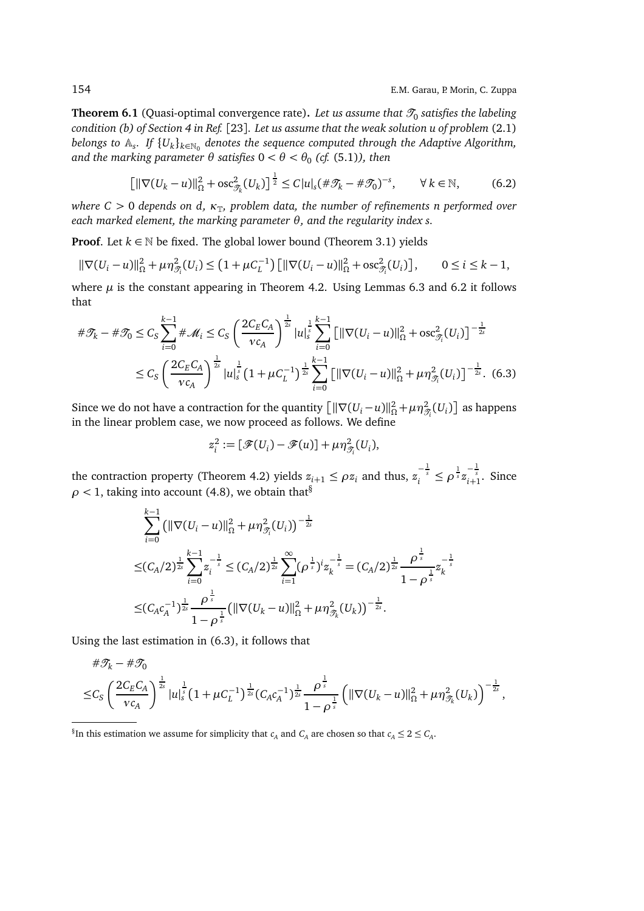**Theorem 6.1** (Quasi-optimal convergence rate)**.** *Let us assume that $\mathscr{T}_0$ satisfies the labeling condition (b) of Section 4 in Ref.* [23]*. Let us assume that the weak solution $u$ of problem* (2.1) *belongs to $\mathbb{A}_s$. If $\{U_k\}_{k\in\mathbb{N}_0}$ denotes the sequence computed through the Adaptive Algorithm, and the marking parameter $\theta$ satisfies $0<\theta<\theta_0$ (cf.* (5.1)*), then*

$$\left[\|\nabla(U_k-u)\|_\Omega^2+\operatorname{osc}^2_{\mathscr{T}_k}(U_k)\right]^{\frac12}\le C|u|_s(\#\mathscr{T}_k-\#\mathscr{T}_0)^{-s},\qquad \forall\, k\in\mathbb{N},\tag{6.2}$$

*where $C>0$ depends on $d$, $\kappa_{\mathbb{T}}$, problem data, the number of refinements $n$ performed over each marked element, the marking parameter $\theta$, and the regularity index $s$.*

**Proof**. Let $k\in\mathbb{N}$ be fixed. The global lower bound (Theorem 3.1) yields

$$\|\nabla(U_i-u)\|_\Omega^2+\mu\eta^2_{\mathscr{T}_i}(U_i)\le\left(1+\mu C_L^{-1}\right)\left[\|\nabla(U_i-u)\|_\Omega^2+\operatorname{osc}^2_{\mathscr{T}_i}(U_i)\right],\qquad 0\le i\le k-1,$$

where $\mu$ is the constant appearing in Theorem 4.2. Using Lemmas 6.3 and 6.2 it follows that

$$\begin{aligned}\#\mathscr{T}_k-\#\mathscr{T}_0&\le C_S\sum_{i=0}^{k-1}\#\mathscr{M}_i\le C_S\left(\frac{2C_EC_A}{\nu c_A}\right)^{\frac{1}{2s}}|u|_s^{\frac1s}\sum_{i=0}^{k-1}\left[\|\nabla(U_i-u)\|_\Omega^2+\operatorname{osc}^2_{\mathscr{T}_i}(U_i)\right]^{-\frac{1}{2s}}\\&\le C_S\left(\frac{2C_EC_A}{\nu c_A}\right)^{\frac{1}{2s}}|u|_s^{\frac1s}\left(1+\mu C_L^{-1}\right)^{\frac{1}{2s}}\sum_{i=0}^{k-1}\left[\|\nabla(U_i-u)\|_\Omega^2+\mu\eta^2_{\mathscr{T}_i}(U_i)\right]^{-\frac{1}{2s}}.\end{aligned}\tag{6.3}$$

Since we do not have a contraction for the quantity $\left[\|\nabla(U_i-u)\|_\Omega^2+\mu\eta^2_{\mathscr{T}_i}(U_i)\right]$ as happens in the linear problem case, we now proceed as follows. We define

$$z_i^2:=[\mathscr{F}(U_i)-\mathscr{F}(u)]+\mu\eta^2_{\mathscr{T}_i}(U_i),$$

the contraction property (Theorem 4.2) yields $z_{i+1}\le\rho z_i$ and thus, $z_i^{-\frac1s}\le\rho^{\frac1s}z_{i+1}^{-\frac1s}$. Since $\rho<1$, taking into account (4.8), we obtain that[§]

$$\begin{aligned}&\sum_{i=0}^{k-1}\left(\|\nabla(U_i-u)\|_\Omega^2+\mu\eta^2_{\mathscr{T}_i}(U_i)\right)^{-\frac{1}{2s}}\\\le&(C_A/2)^{\frac{1}{2s}}\sum_{i=0}^{k-1}z_i^{-\frac1s}\le(C_A/2)^{\frac{1}{2s}}\sum_{i=1}^{\infty}(\rho^{\frac1s})^iz_k^{-\frac1s}=(C_A/2)^{\frac{1}{2s}}\frac{\rho^{\frac1s}}{1-\rho^{\frac1s}}z_k^{-\frac1s}\\\le&(C_Ac_A^{-1})^{\frac{1}{2s}}\frac{\rho^{\frac1s}}{1-\rho^{\frac1s}}\left(\|\nabla(U_k-u)\|_\Omega^2+\mu\eta^2_{\mathscr{T}_k}(U_k)\right)^{-\frac{1}{2s}}.\end{aligned}$$

Using the last estimation in (6.3), it follows that

$$\begin{aligned}&\#\mathscr{T}_k-\#\mathscr{T}_0\\\le&C_S\left(\frac{2C_EC_A}{\nu c_A}\right)^{\frac{1}{2s}}|u|_s^{\frac1s}\left(1+\mu C_L^{-1}\right)^{\frac{1}{2s}}(C_Ac_A^{-1})^{\frac{1}{2s}}\frac{\rho^{\frac1s}}{1-\rho^{\frac1s}}\left(\|\nabla(U_k-u)\|_\Omega^2+\mu\eta^2_{\mathscr{T}_k}(U_k)\right)^{-\frac{1}{2s}},\end{aligned}$$

[§] In this estimation we assume for simplicity that $c_A$ and $C_A$ are chosen so that $c_A\le 2\le C_A$.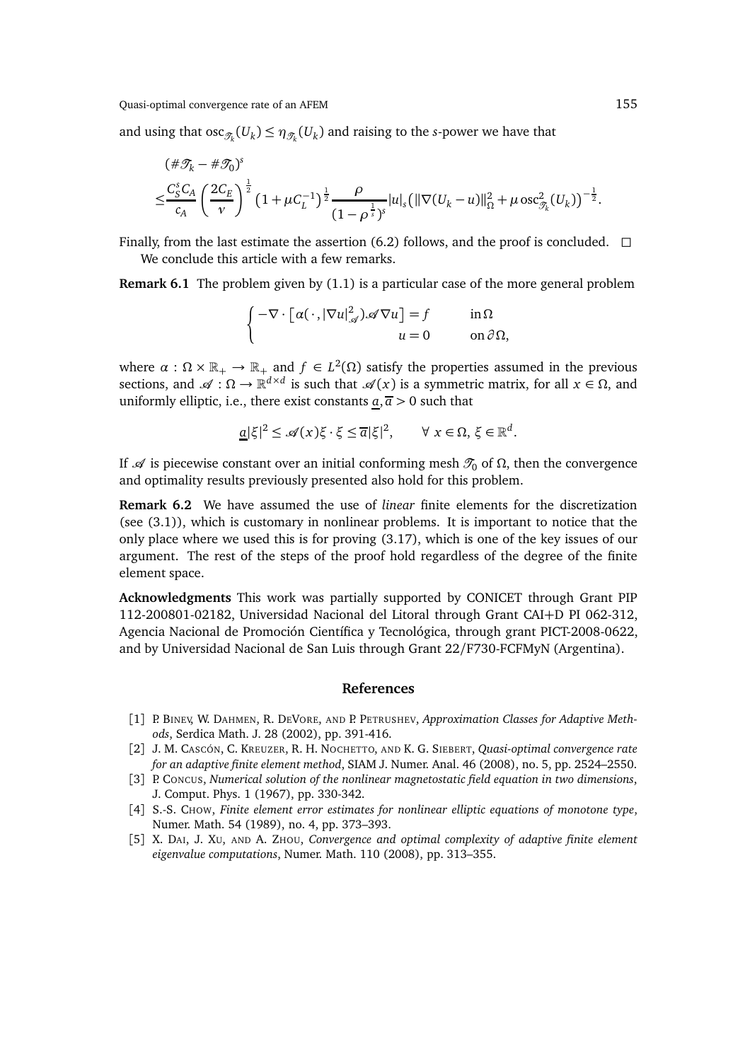and using that $\operatorname{osc}_{\mathcal{T}_k}(U_k) \leq \eta_{\mathcal{T}_k}(U_k)$ and raising to the $s$-power we have that

$$
\begin{aligned}
&(\#\mathcal{T}_k - \#\mathcal{T}_0)^s \\
\leq &\frac{C_S^s C_A}{c_A}\left(\frac{2C_E}{\nu}\right)^{\frac{1}{2}}\left(1+\mu C_L^{-1}\right)^{\frac{1}{2}}\frac{\rho}{(1-\rho^{\frac{1}{s}})^s}|u|_s\left(\|\nabla(U_k-u)\|_\Omega^2+\mu\operatorname{osc}_{\mathcal{T}_k}^2(U_k)\right)^{-\frac{1}{2}}.
\end{aligned}
$$

Finally, from the last estimate the assertion (6.2) follows, and the proof is concluded. $\square$

We conclude this article with a few remarks.

**Remark 6.1** The problem given by (1.1) is a particular case of the more general problem

$$
\begin{cases}
-\nabla\cdot\left[\alpha(\,\cdot\,,|\nabla u|_{\mathscr{A}}^2)\mathscr{A}\nabla u\right]=f & \text{in } \Omega \\
u=0 & \text{on } \partial\Omega,
\end{cases}
$$

where $\alpha:\Omega\times\mathbb{R}_+\to\mathbb{R}_+$ and $f\in L^2(\Omega)$ satisfy the properties assumed in the previous sections, and $\mathscr{A}:\Omega\to\mathbb{R}^{d\times d}$ is such that $\mathscr{A}(x)$ is a symmetric matrix, for all $x\in\Omega$, and uniformly elliptic, i.e., there exist constants $\underline{a},\overline{a}>0$ such that

$$
\underline{a}|\xi|^2\leq\mathscr{A}(x)\xi\cdot\xi\leq\overline{a}|\xi|^2,\qquad\forall\ x\in\Omega,\ \xi\in\mathbb{R}^d.
$$

If $\mathscr{A}$ is piecewise constant over an initial conforming mesh $\mathcal{T}_0$ of $\Omega$, then the convergence and optimality results previously presented also hold for this problem.

**Remark 6.2** We have assumed the use of *linear* finite elements for the discretization (see (3.1)), which is customary in nonlinear problems. It is important to notice that the only place where we used this is for proving (3.17), which is one of the key issues of our argument. The rest of the steps of the proof hold regardless of the degree of the finite element space.

**Acknowledgments** This work was partially supported by CONICET through Grant PIP 112-200801-02182, Universidad Nacional del Litoral through Grant CAI+D PI 062-312, Agencia Nacional de Promoción Científica y Tecnológica, through grant PICT-2008-0622, and by Universidad Nacional de San Luis through Grant 22/F730-FCFMyN (Argentina).

## References

[1] P. Binev, W. Dahmen, R. DeVore, and P. Petrushev, *Approximation Classes for Adaptive Methods*, Serdica Math. J. 28 (2002), pp. 391-416.

[2] J. M. Cascón, C. Kreuzer, R. H. Nochetto, and K. G. Siebert, *Quasi-optimal convergence rate for an adaptive finite element method*, SIAM J. Numer. Anal. 46 (2008), no. 5, pp. 2524–2550.

[3] P. Concus, *Numerical solution of the nonlinear magnetostatic field equation in two dimensions*, J. Comput. Phys. 1 (1967), pp. 330-342.

[4] S.-S. Chow, *Finite element error estimates for nonlinear elliptic equations of monotone type*, Numer. Math. 54 (1989), no. 4, pp. 373–393.

[5] X. Dai, J. Xu, and A. Zhou, *Convergence and optimal complexity of adaptive finite element eigenvalue computations*, Numer. Math. 110 (2008), pp. 313–355.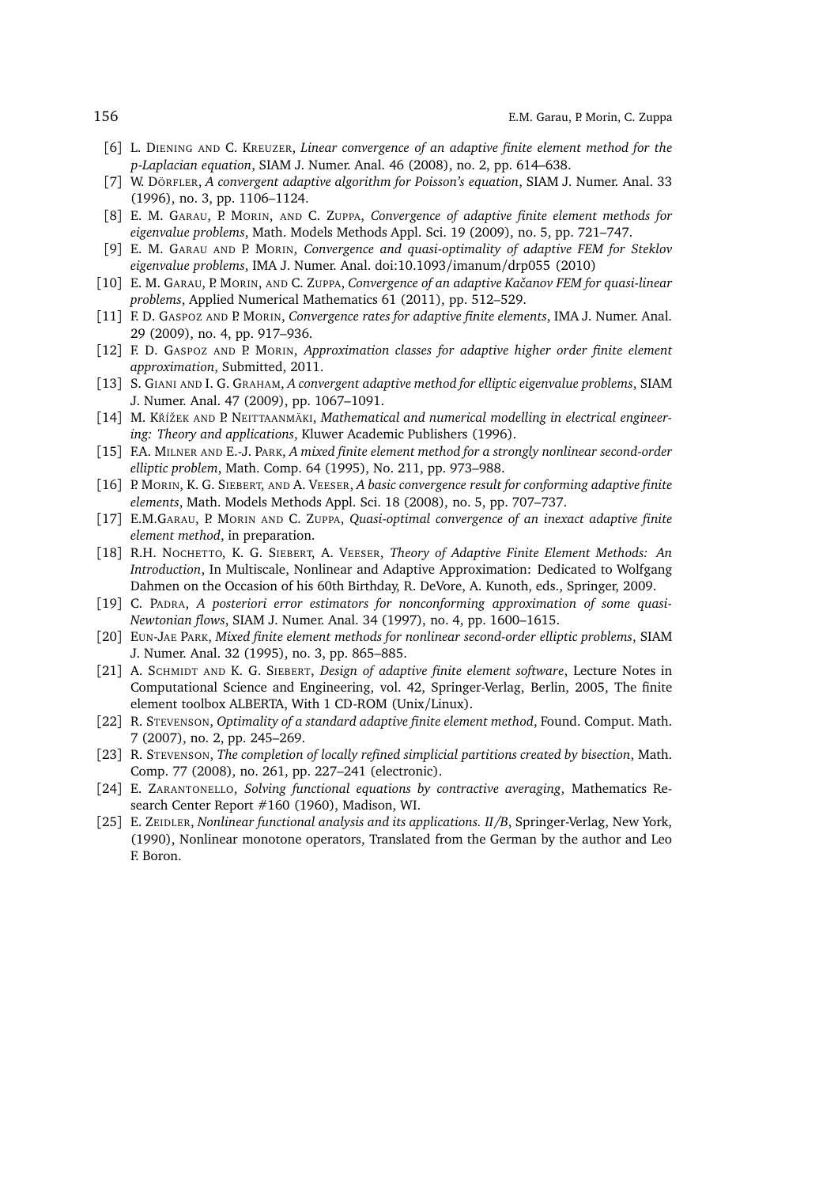[6] L. Diening and C. Kreuzer, *Linear convergence of an adaptive finite element method for the p-Laplacian equation*, SIAM J. Numer. Anal. 46 (2008), no. 2, pp. 614–638.

[7] W. Dörfler, *A convergent adaptive algorithm for Poisson's equation*, SIAM J. Numer. Anal. 33 (1996), no. 3, pp. 1106–1124.

[8] E. M. Garau, P. Morin, and C. Zuppa, *Convergence of adaptive finite element methods for eigenvalue problems*, Math. Models Methods Appl. Sci. 19 (2009), no. 5, pp. 721–747.

[9] E. M. Garau and P. Morin, *Convergence and quasi-optimality of adaptive FEM for Steklov eigenvalue problems*, IMA J. Numer. Anal. doi:10.1093/imanum/drp055 (2010)

[10] E. M. Garau, P. Morin, and C. Zuppa, *Convergence of an adaptive Kačanov FEM for quasi-linear problems*, Applied Numerical Mathematics 61 (2011), pp. 512–529.

[11] F. D. Gaspoz and P. Morin, *Convergence rates for adaptive finite elements*, IMA J. Numer. Anal. 29 (2009), no. 4, pp. 917–936.

[12] F. D. Gaspoz and P. Morin, *Approximation classes for adaptive higher order finite element approximation*, Submitted, 2011.

[13] S. Giani and I. G. Graham, *A convergent adaptive method for elliptic eigenvalue problems*, SIAM J. Numer. Anal. 47 (2009), pp. 1067–1091.

[14] M. Křížek and P. Neittaanmäki, *Mathematical and numerical modelling in electrical engineering: Theory and applications*, Kluwer Academic Publishers (1996).

[15] F.A. Milner and E.-J. Park, *A mixed finite element method for a strongly nonlinear second-order elliptic problem*, Math. Comp. 64 (1995), No. 211, pp. 973–988.

[16] P. Morin, K. G. Siebert, and A. Veeser, *A basic convergence result for conforming adaptive finite elements*, Math. Models Methods Appl. Sci. 18 (2008), no. 5, pp. 707–737.

[17] E.M.Garau, P. Morin and C. Zuppa, *Quasi-optimal convergence of an inexact adaptive finite element method*, in preparation.

[18] R.H. Nochetto, K. G. Siebert, A. Veeser, *Theory of Adaptive Finite Element Methods: An Introduction*, In Multiscale, Nonlinear and Adaptive Approximation: Dedicated to Wolfgang Dahmen on the Occasion of his 60th Birthday, R. DeVore, A. Kunoth, eds., Springer, 2009.

[19] C. Padra, *A posteriori error estimators for nonconforming approximation of some quasi-Newtonian flows*, SIAM J. Numer. Anal. 34 (1997), no. 4, pp. 1600–1615.

[20] Eun-Jae Park, *Mixed finite element methods for nonlinear second-order elliptic problems*, SIAM J. Numer. Anal. 32 (1995), no. 3, pp. 865–885.

[21] A. Schmidt and K. G. Siebert, *Design of adaptive finite element software*, Lecture Notes in Computational Science and Engineering, vol. 42, Springer-Verlag, Berlin, 2005, The finite element toolbox ALBERTA, With 1 CD-ROM (Unix/Linux).

[22] R. Stevenson, *Optimality of a standard adaptive finite element method*, Found. Comput. Math. 7 (2007), no. 2, pp. 245–269.

[23] R. Stevenson, *The completion of locally refined simplicial partitions created by bisection*, Math. Comp. 77 (2008), no. 261, pp. 227–241 (electronic).

[24] E. Zarantonello, *Solving functional equations by contractive averaging*, Mathematics Research Center Report #160 (1960), Madison, WI.

[25] E. Zeidler, *Nonlinear functional analysis and its applications. II/B*, Springer-Verlag, New York, (1990), Nonlinear monotone operators, Translated from the German by the author and Leo F. Boron.